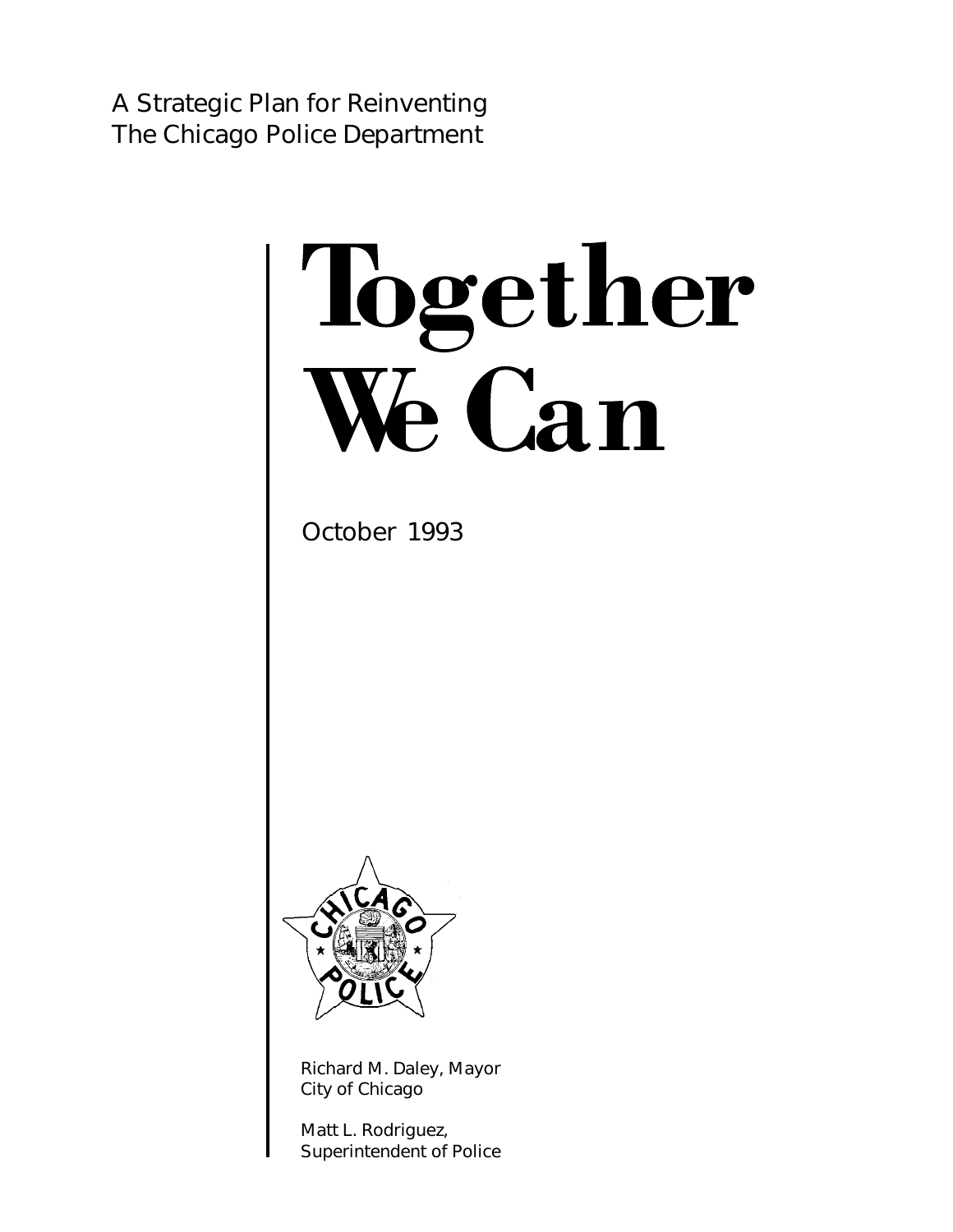A Strategic Plan for Reinventing
The Chicago Police Department

# Together We Can

October 1993

Richard M. Daley, Mayor
City of Chicago

Matt L. Rodriguez,
Superintendent of Police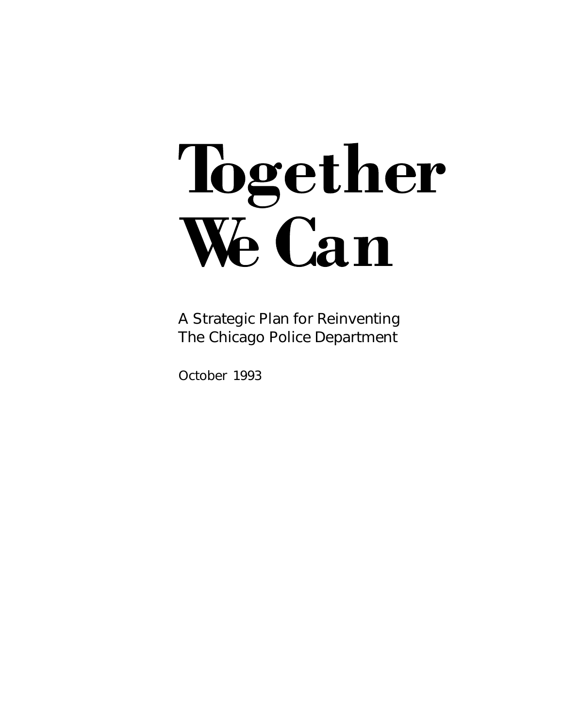# Together We Can

A Strategic Plan for Reinventing
The Chicago Police Department

October 1993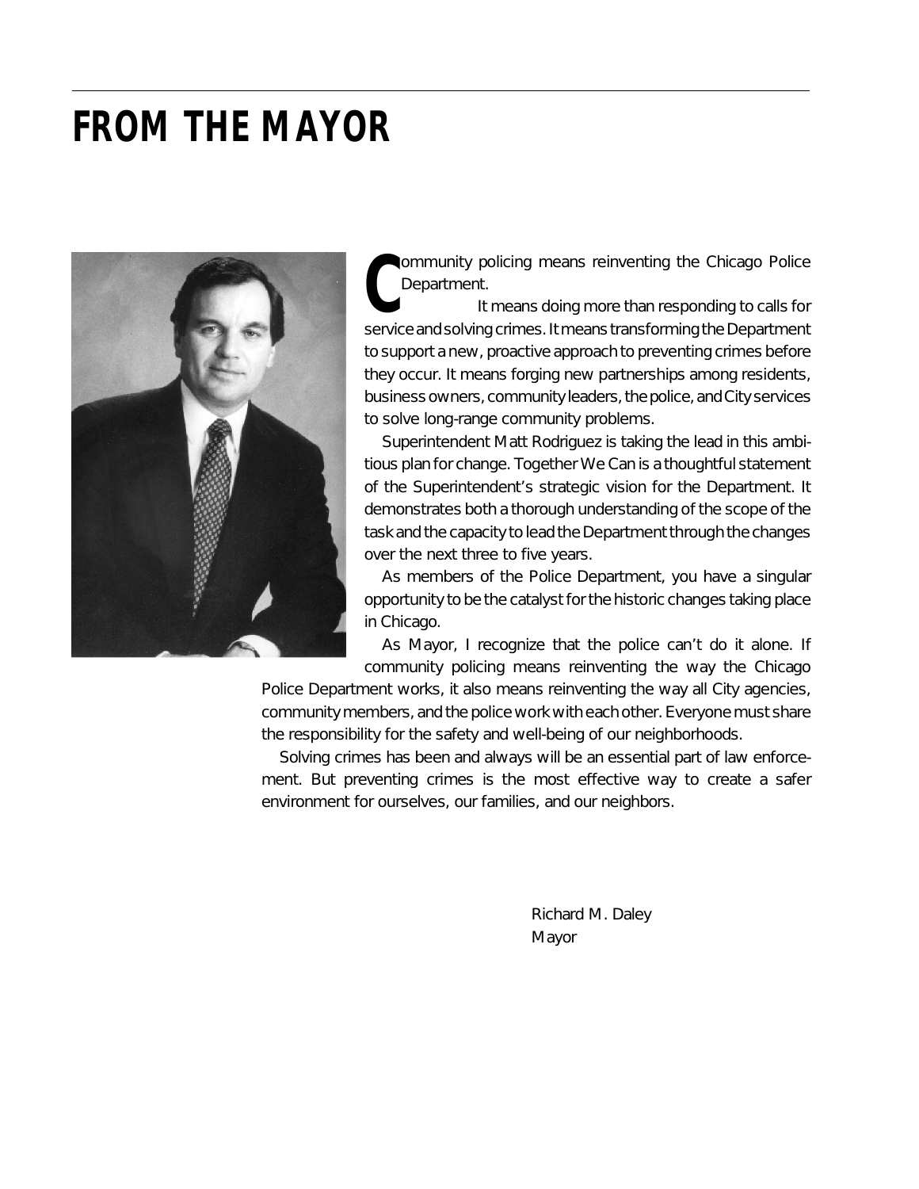# FROM THE MAYOR

Community policing means reinventing the Chicago Police Department.

It means doing more than responding to calls for service and solving crimes. It means transforming the Department to support a new, proactive approach to preventing crimes before they occur. It means forging new partnerships among residents, business owners, community leaders, the police, and City services to solve long-range community problems.

Superintendent Matt Rodriguez is taking the lead in this ambitious plan for change. Together We Can is a thoughtful statement of the Superintendent's strategic vision for the Department. It demonstrates both a thorough understanding of the scope of the task and the capacity to lead the Department through the changes over the next three to five years.

As members of the Police Department, you have a singular opportunity to be the catalyst for the historic changes taking place in Chicago.

As Mayor, I recognize that the police can't do it alone. If community policing means reinventing the way the Chicago Police Department works, it also means reinventing the way all City agencies, community members, and the police work with each other. Everyone must share the responsibility for the safety and well-being of our neighborhoods.

Solving crimes has been and always will be an essential part of law enforcement. But preventing crimes is the most effective way to create a safer environment for ourselves, our families, and our neighbors.

Richard M. Daley
Mayor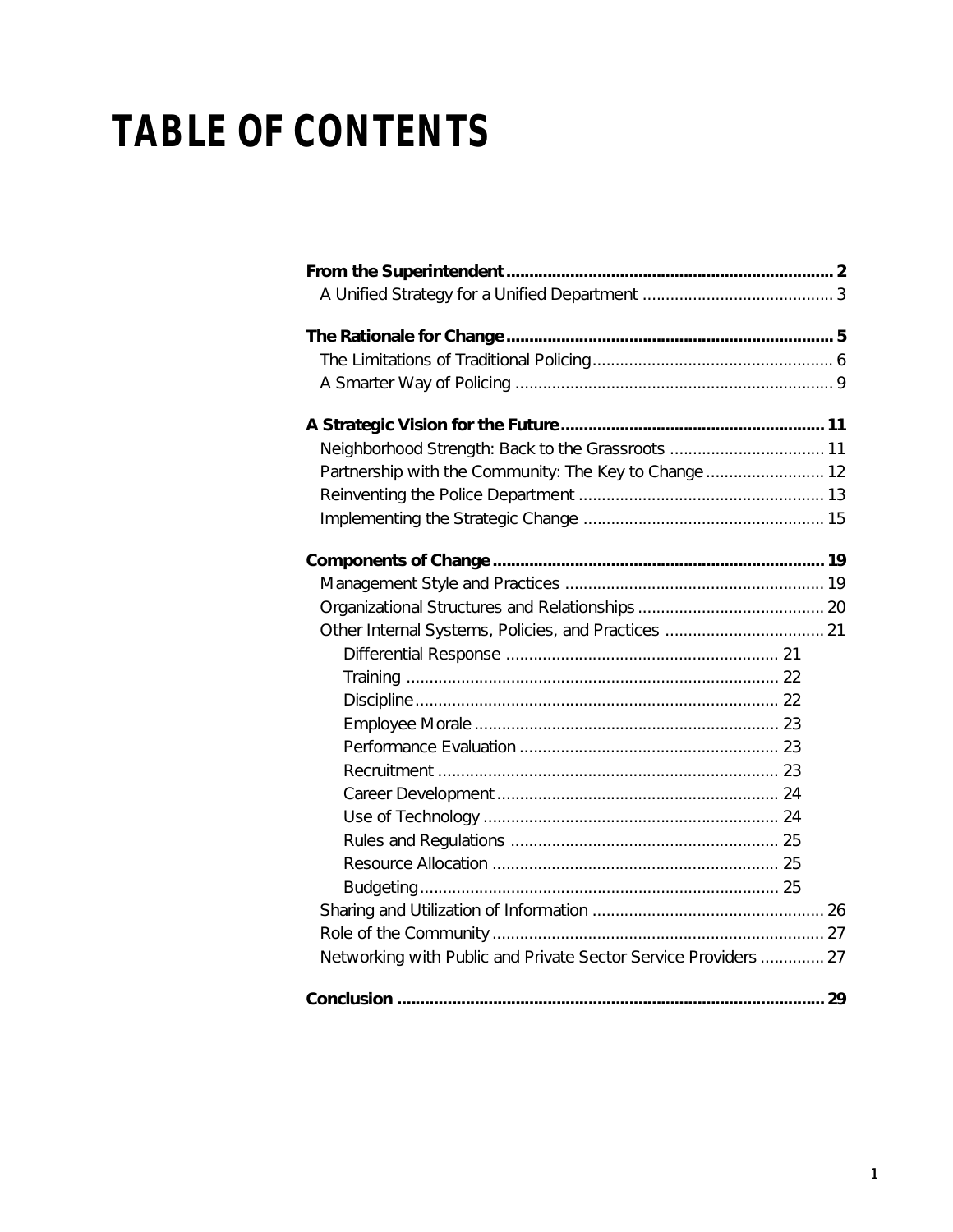# TABLE OF CONTENTS

**From the Superintendent** ... **2**
- A Unified Strategy for a Unified Department ... 3

**The Rationale for Change** ... **5**
- The Limitations of Traditional Policing ... 6
- A Smarter Way of Policing ... 9

**A Strategic Vision for the Future** ... **11**
- Neighborhood Strength: Back to the Grassroots ... 11
- Partnership with the Community: The Key to Change ... 12
- Reinventing the Police Department ... 13
- Implementing the Strategic Change ... 15

**Components of Change** ... **19**
- Management Style and Practices ... 19
- Organizational Structures and Relationships ... 20
- Other Internal Systems, Policies, and Practices ... 21
  - Differential Response ... 21
  - Training ... 22
  - Discipline ... 22
  - Employee Morale ... 23
  - Performance Evaluation ... 23
  - Recruitment ... 23
  - Career Development ... 24
  - Use of Technology ... 24
  - Rules and Regulations ... 25
  - Resource Allocation ... 25
  - Budgeting ... 25
- Sharing and Utilization of Information ... 26
- Role of the Community ... 27
- Networking with Public and Private Sector Service Providers ... 27

**Conclusion** ... **29**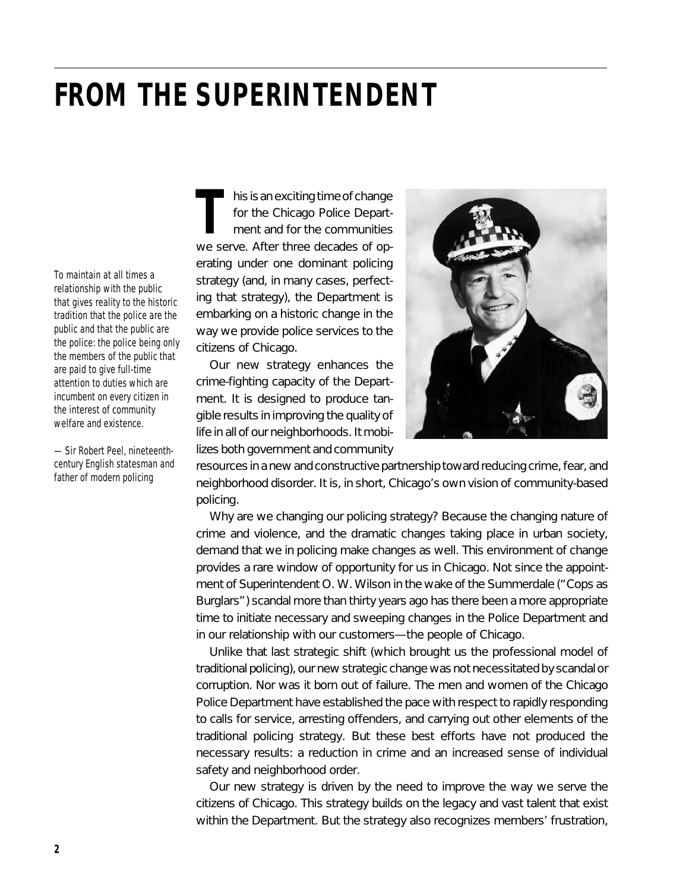# FROM THE SUPERINTENDENT

*To maintain at all times a relationship with the public that gives reality to the historic tradition that the police are the public and that the public are the police: the police being only the members of the public that are paid to give full-time attention to duties which are incumbent on every citizen in the interest of community welfare and existence.*

*— Sir Robert Peel, nineteenth-century English statesman and father of modern policing*

This is an exciting time of change for the Chicago Police Department and for the communities we serve. After three decades of operating under one dominant policing strategy (and, in many cases, perfecting that strategy), the Department is embarking on a historic change in the way we provide police services to the citizens of Chicago.

Our new strategy enhances the crime-fighting capacity of the Department. It is designed to produce tangible results in improving the quality of life in all of our neighborhoods. It mobilizes both government and community resources in a new and constructive partnership toward reducing crime, fear, and neighborhood disorder. It is, in short, Chicago's own vision of community-based policing.

Why are we changing our policing strategy? Because the changing nature of crime and violence, and the dramatic changes taking place in urban society, demand that we in policing make changes as well. This environment of change provides a rare window of opportunity for us in Chicago. Not since the appointment of Superintendent O. W. Wilson in the wake of the Summerdale ("Cops as Burglars") scandal more than thirty years ago has there been a more appropriate time to initiate necessary and sweeping changes in the Police Department and in our relationship with our customers—the people of Chicago.

Unlike that last strategic shift (which brought us the professional model of traditional policing), our new strategic change was not necessitated by scandal or corruption. Nor was it born out of failure. The men and women of the Chicago Police Department have established the pace with respect to rapidly responding to calls for service, arresting offenders, and carrying out other elements of the traditional policing strategy. But these best efforts have not produced the necessary results: a reduction in crime and an increased sense of individual safety and neighborhood order.

Our new strategy is driven by the need to improve the way we serve the citizens of Chicago. This strategy builds on the legacy and vast talent that exist within the Department. But the strategy also recognizes members' frustration,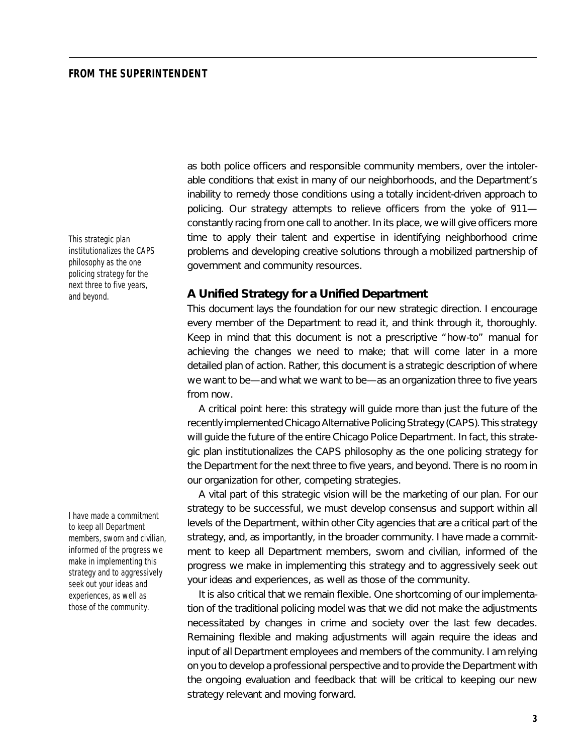as both police officers and responsible community members, over the intolerable conditions that exist in many of our neighborhoods, and the Department's inability to remedy those conditions using a totally incident-driven approach to policing. Our strategy attempts to relieve officers from the yoke of 911—constantly racing from one call to another. In its place, we will give officers more time to apply their talent and expertise in identifying neighborhood crime problems and developing creative solutions through a mobilized partnership of government and community resources.

*This strategic plan institutionalizes the CAPS philosophy as the one policing strategy for the next three to five years, and beyond.*

## A Unified Strategy for a Unified Department

This document lays the foundation for our new strategic direction. I encourage every member of the Department to read it, and think through it, thoroughly. Keep in mind that this document is not a prescriptive "how-to" manual for achieving the changes we need to make; that will come later in a more detailed plan of action. Rather, this document is a strategic description of where we want to be—and what we want to be—as an organization three to five years from now.

A critical point here: this strategy will guide more than just the future of the recently implemented Chicago Alternative Policing Strategy (CAPS). This strategy will guide the future of the entire Chicago Police Department. In fact, this strategic plan institutionalizes the CAPS philosophy as the one policing strategy for the Department for the next three to five years, and beyond. There is no room in our organization for other, competing strategies.

A vital part of this strategic vision will be the marketing of our plan. For our strategy to be successful, we must develop consensus and support within all levels of the Department, within other City agencies that are a critical part of the strategy, and, as importantly, in the broader community. I have made a commitment to keep all Department members, sworn and civilian, informed of the progress we make in implementing this strategy and to aggressively seek out your ideas and experiences, as well as those of the community.

*I have made a commitment to keep all Department members, sworn and civilian, informed of the progress we make in implementing this strategy and to aggressively seek out your ideas and experiences, as well as those of the community.*

It is also critical that we remain flexible. One shortcoming of our implementation of the traditional policing model was that we did not make the adjustments necessitated by changes in crime and society over the last few decades. Remaining flexible and making adjustments will again require the ideas and input of all Department employees and members of the community. I am relying on you to develop a professional perspective and to provide the Department with the ongoing evaluation and feedback that will be critical to keeping our new strategy relevant and moving forward.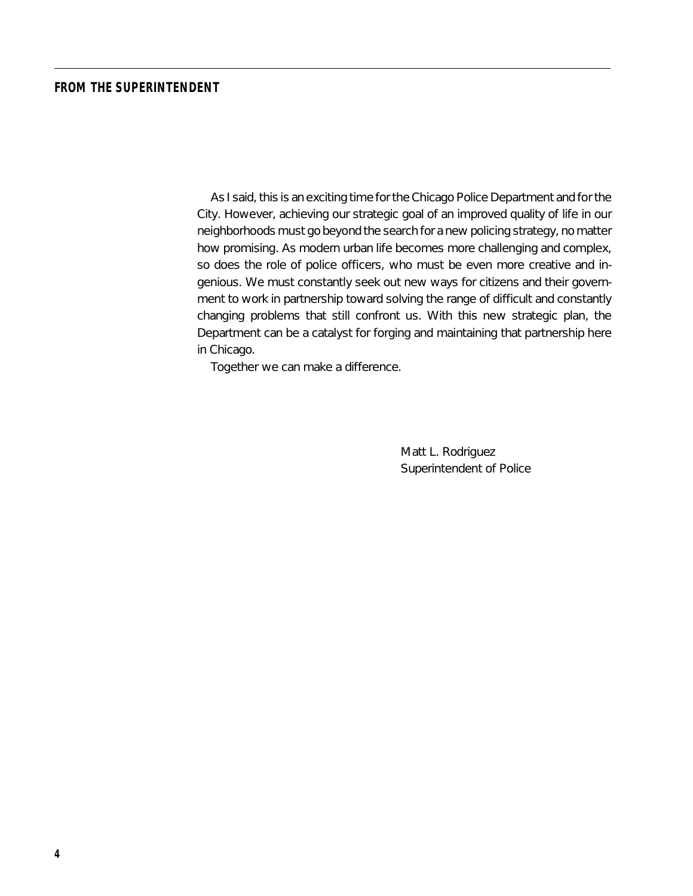## FROM THE SUPERINTENDENT

As I said, this is an exciting time for the Chicago Police Department and for the City. However, achieving our strategic goal of an improved quality of life in our neighborhoods must go beyond the search for a new policing strategy, no matter how promising. As modern urban life becomes more challenging and complex, so does the role of police officers, who must be even more creative and ingenious. We must constantly seek out new ways for citizens and their government to work in partnership toward solving the range of difficult and constantly changing problems that still confront us. With this new strategic plan, the Department can be a catalyst for forging and maintaining that partnership here in Chicago.

Together we can make a difference.

Matt L. Rodriguez
Superintendent of Police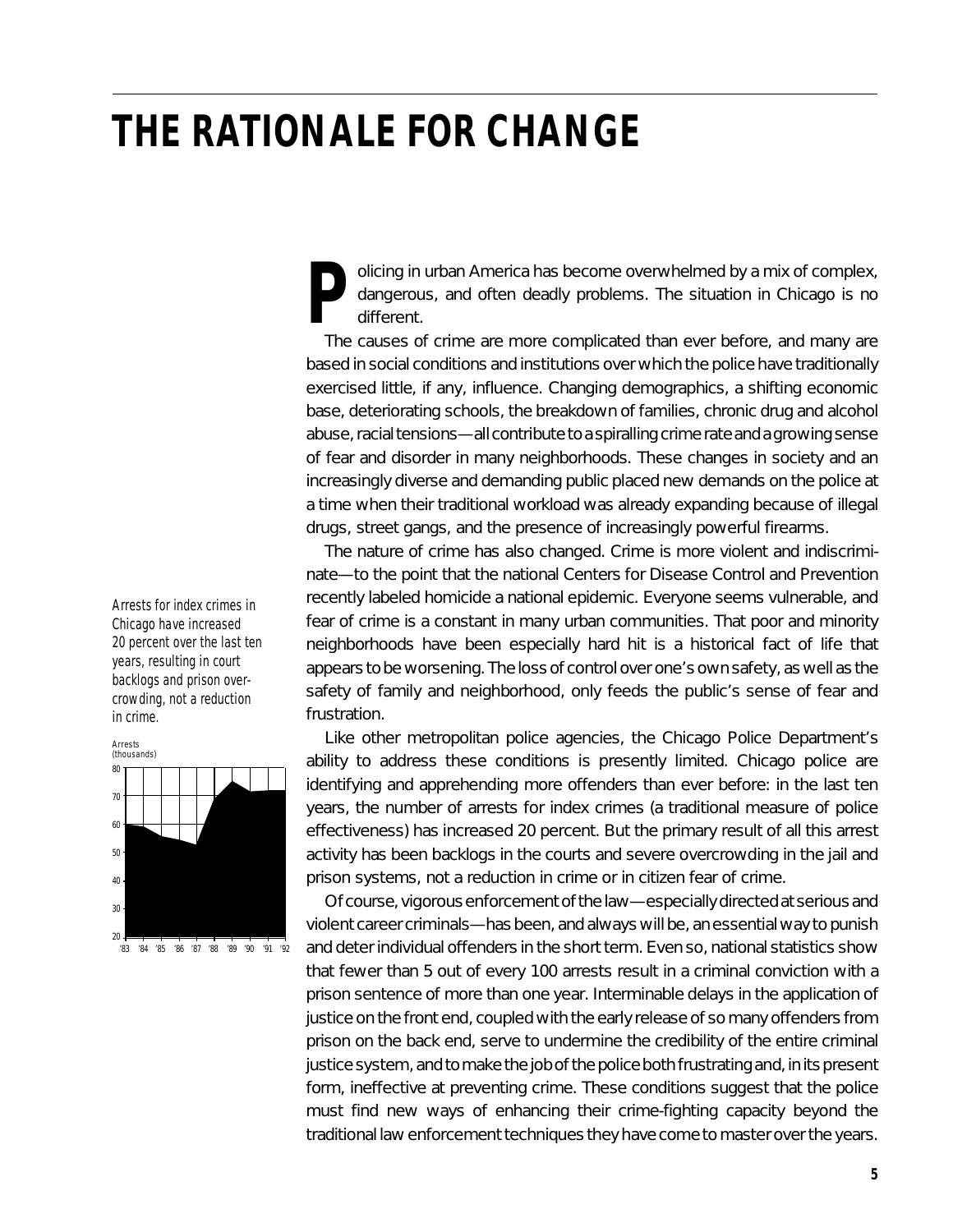# THE RATIONALE FOR CHANGE

Policing in urban America has become overwhelmed by a mix of complex, dangerous, and often deadly problems. The situation in Chicago is no different.

The causes of crime are more complicated than ever before, and many are based in social conditions and institutions over which the police have traditionally exercised little, if any, influence. Changing demographics, a shifting economic base, deteriorating schools, the breakdown of families, chronic drug and alcohol abuse, racial tensions—all contribute to a spiralling crime rate and a growing sense of fear and disorder in many neighborhoods. These changes in society and an increasingly diverse and demanding public placed new demands on the police at a time when their traditional workload was already expanding because of illegal drugs, street gangs, and the presence of increasingly powerful firearms.

The nature of crime has also changed. Crime is more violent and indiscriminate—to the point that the national Centers for Disease Control and Prevention recently labeled homicide a national epidemic. Everyone seems vulnerable, and fear of crime is a constant in many urban communities. That poor and minority neighborhoods have been especially hard hit is a historical fact of life that appears to be worsening. The loss of control over one's own safety, as well as the safety of family and neighborhood, only feeds the public's sense of fear and frustration.

*Arrests for index crimes in Chicago have increased 20 percent over the last ten years, resulting in court backlogs and prison overcrowding, not a reduction in crime.*

Like other metropolitan police agencies, the Chicago Police Department's ability to address these conditions is presently limited. Chicago police are identifying and apprehending more offenders than ever before: in the last ten years, the number of arrests for index crimes (a traditional measure of police effectiveness) has increased 20 percent. But the primary result of all this arrest activity has been backlogs in the courts and severe overcrowding in the jail and prison systems, not a reduction in crime or in citizen fear of crime.

Of course, vigorous enforcement of the law—especially directed at serious and violent career criminals—has been, and always will be, an essential way to punish and deter individual offenders in the short term. Even so, national statistics show that fewer than 5 out of every 100 arrests result in a criminal conviction with a prison sentence of more than one year. Interminable delays in the application of justice on the front end, coupled with the early release of so many offenders from prison on the back end, serve to undermine the credibility of the entire criminal justice system, and to make the job of the police both frustrating and, in its present form, ineffective at preventing crime. These conditions suggest that the police must find new ways of enhancing their crime-fighting capacity beyond the traditional law enforcement techniques they have come to master over the years.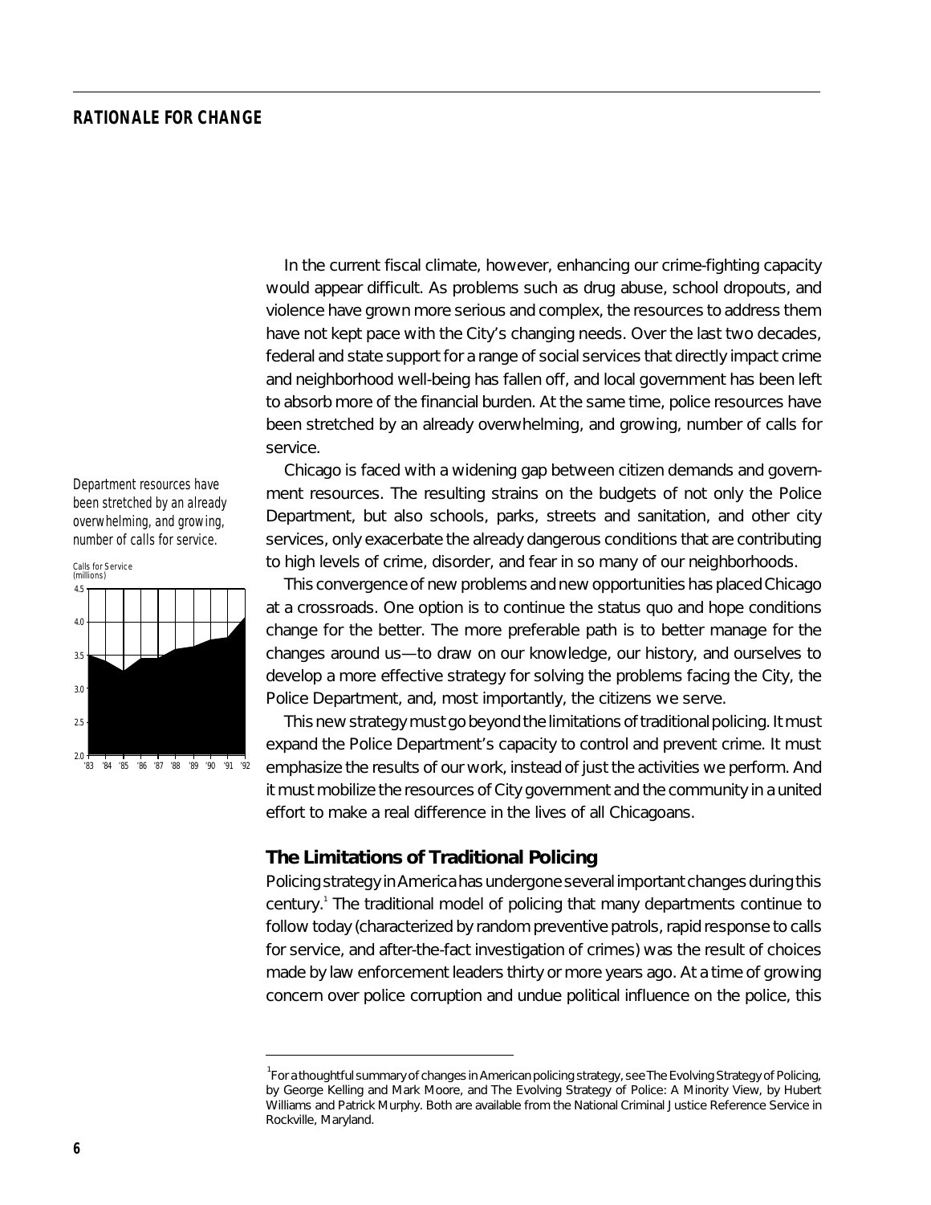## RATIONALE FOR CHANGE

In the current fiscal climate, however, enhancing our crime-fighting capacity would appear difficult. As problems such as drug abuse, school dropouts, and violence have grown more serious and complex, the resources to address them have not kept pace with the City's changing needs. Over the last two decades, federal and state support for a range of social services that directly impact crime and neighborhood well-being has fallen off, and local government has been left to absorb more of the financial burden. At the same time, police resources have been stretched by an already overwhelming, and growing, number of calls for service.

*Department resources have been stretched by an already overwhelming, and growing, number of calls for service.*

Chicago is faced with a widening gap between citizen demands and government resources. The resulting strains on the budgets of not only the Police Department, but also schools, parks, streets and sanitation, and other city services, only exacerbate the already dangerous conditions that are contributing to high levels of crime, disorder, and fear in so many of our neighborhoods.

This convergence of new problems and new opportunities has placed Chicago at a crossroads. One option is to continue the status quo and hope conditions change for the better. The more preferable path is to better manage for the changes around us—to draw on our knowledge, our history, and ourselves to develop a more effective strategy for solving the problems facing the City, the Police Department, and, most importantly, the citizens we serve.

This new strategy must go beyond the limitations of traditional policing. It must expand the Police Department's capacity to control and prevent crime. It must emphasize the results of our work, instead of just the activities we perform. And it must mobilize the resources of City government and the community in a united effort to make a real difference in the lives of all Chicagoans.

### The Limitations of Traditional Policing

Policing strategy in America has undergone several important changes during this century.[1] The traditional model of policing that many departments continue to follow today (characterized by random preventive patrols, rapid response to calls for service, and after-the-fact investigation of crimes) was the result of choices made by law enforcement leaders thirty or more years ago. At a time of growing concern over police corruption and undue political influence on the police, this

[1] For a thoughtful summary of changes in American policing strategy, see The Evolving Strategy of Policing, by George Kelling and Mark Moore, and The Evolving Strategy of Police: A Minority View, by Hubert Williams and Patrick Murphy. Both are available from the National Criminal Justice Reference Service in Rockville, Maryland.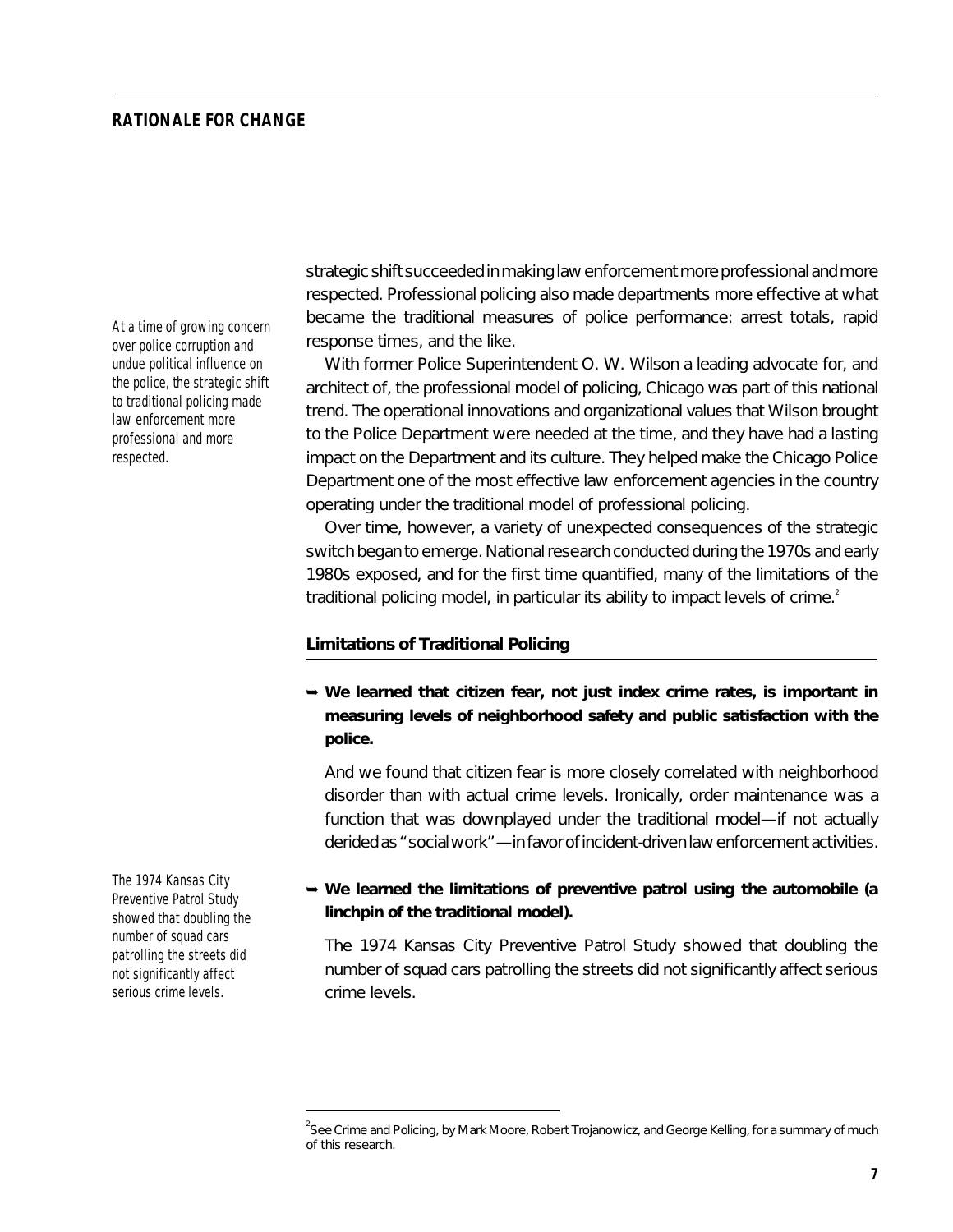*At a time of growing concern over police corruption and undue political influence on the police, the strategic shift to traditional policing made law enforcement more professional and more respected.*

strategic shift succeeded in making law enforcement more professional and more respected. Professional policing also made departments more effective at what became the traditional measures of police performance: arrest totals, rapid response times, and the like.

With former Police Superintendent O. W. Wilson a leading advocate for, and architect of, the professional model of policing, Chicago was part of this national trend. The operational innovations and organizational values that Wilson brought to the Police Department were needed at the time, and they have had a lasting impact on the Department and its culture. They helped make the Chicago Police Department one of the most effective law enforcement agencies in the country operating under the traditional model of professional policing.

Over time, however, a variety of unexpected consequences of the strategic switch began to emerge. National research conducted during the 1970s and early 1980s exposed, and for the first time quantified, many of the limitations of the traditional policing model, in particular its ability to impact levels of crime.[2]

### Limitations of Traditional Policing

➥ **We learned that citizen fear, not just index crime rates, is important in measuring levels of neighborhood safety and public satisfaction with the police.**

And we found that citizen fear is more closely correlated with neighborhood disorder than with actual crime levels. Ironically, order maintenance was a function that was downplayed under the traditional model—if not actually derided as "social work"—in favor of incident-driven law enforcement activities.

*The 1974 Kansas City Preventive Patrol Study showed that doubling the number of squad cars patrolling the streets did not significantly affect serious crime levels.*

➥ **We learned the limitations of preventive patrol using the automobile (a linchpin of the traditional model).**

The 1974 Kansas City Preventive Patrol Study showed that doubling the number of squad cars patrolling the streets did not significantly affect serious crime levels.

[2] See Crime and Policing, by Mark Moore, Robert Trojanowicz, and George Kelling, for a summary of much of this research.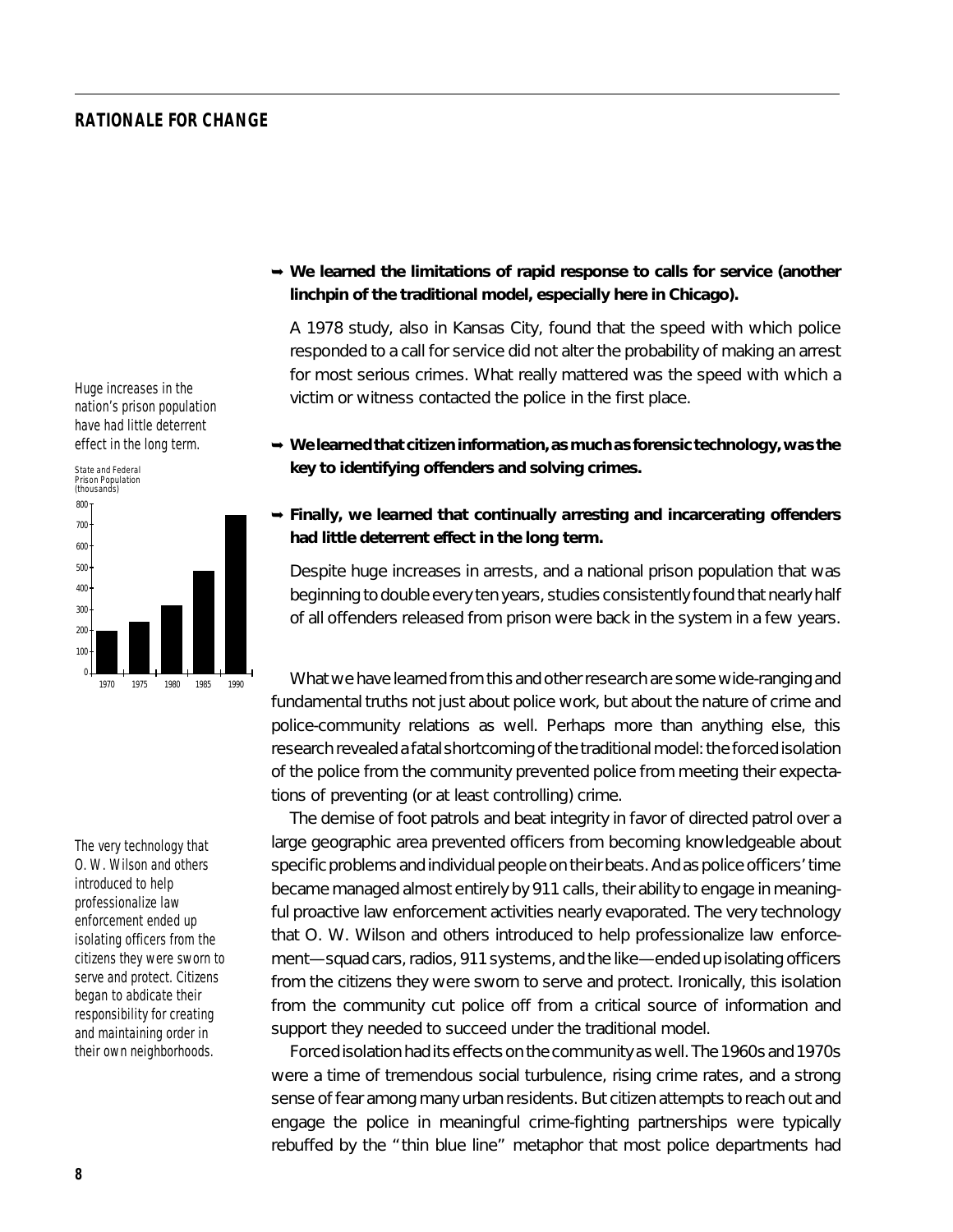## RATIONALE FOR CHANGE

➡ **We learned the limitations of rapid response to calls for service (another linchpin of the traditional model, especially here in Chicago).**

A 1978 study, also in Kansas City, found that the speed with which police responded to a call for service did not alter the probability of making an arrest for most serious crimes. What really mattered was the speed with which a victim or witness contacted the police in the first place.

*Huge increases in the nation's prison population have had little deterrent effect in the long term.*

State and Federal Prison Population (thousands)

➡ **We learned that citizen information, as much as forensic technology, was the key to identifying offenders and solving crimes.**

➡ **Finally, we learned that continually arresting and incarcerating offenders had little deterrent effect in the long term.**

Despite huge increases in arrests, and a national prison population that was beginning to double every ten years, studies consistently found that nearly half of all offenders released from prison were back in the system in a few years.

What we have learned from this and other research are some wide-ranging and fundamental truths not just about police work, but about the nature of crime and police-community relations as well. Perhaps more than anything else, this research revealed a fatal shortcoming of the traditional model: the forced isolation of the police from the community prevented police from meeting their expectations of preventing (or at least controlling) crime.

The demise of foot patrols and beat integrity in favor of directed patrol over a large geographic area prevented officers from becoming knowledgeable about specific problems and individual people on their beats. And as police officers' time became managed almost entirely by 911 calls, their ability to engage in meaningful proactive law enforcement activities nearly evaporated. The very technology that O. W. Wilson and others introduced to help professionalize law enforcement—squad cars, radios, 911 systems, and the like—ended up isolating officers from the citizens they were sworn to serve and protect. Ironically, this isolation from the community cut police off from a critical source of information and support they needed to succeed under the traditional model.

*The very technology that O. W. Wilson and others introduced to help professionalize law enforcement ended up isolating officers from the citizens they were sworn to serve and protect. Citizens began to abdicate their responsibility for creating and maintaining order in their own neighborhoods.*

Forced isolation had its effects on the community as well. The 1960s and 1970s were a time of tremendous social turbulence, rising crime rates, and a strong sense of fear among many urban residents. But citizen attempts to reach out and engage the police in meaningful crime-fighting partnerships were typically rebuffed by the "thin blue line" metaphor that most police departments had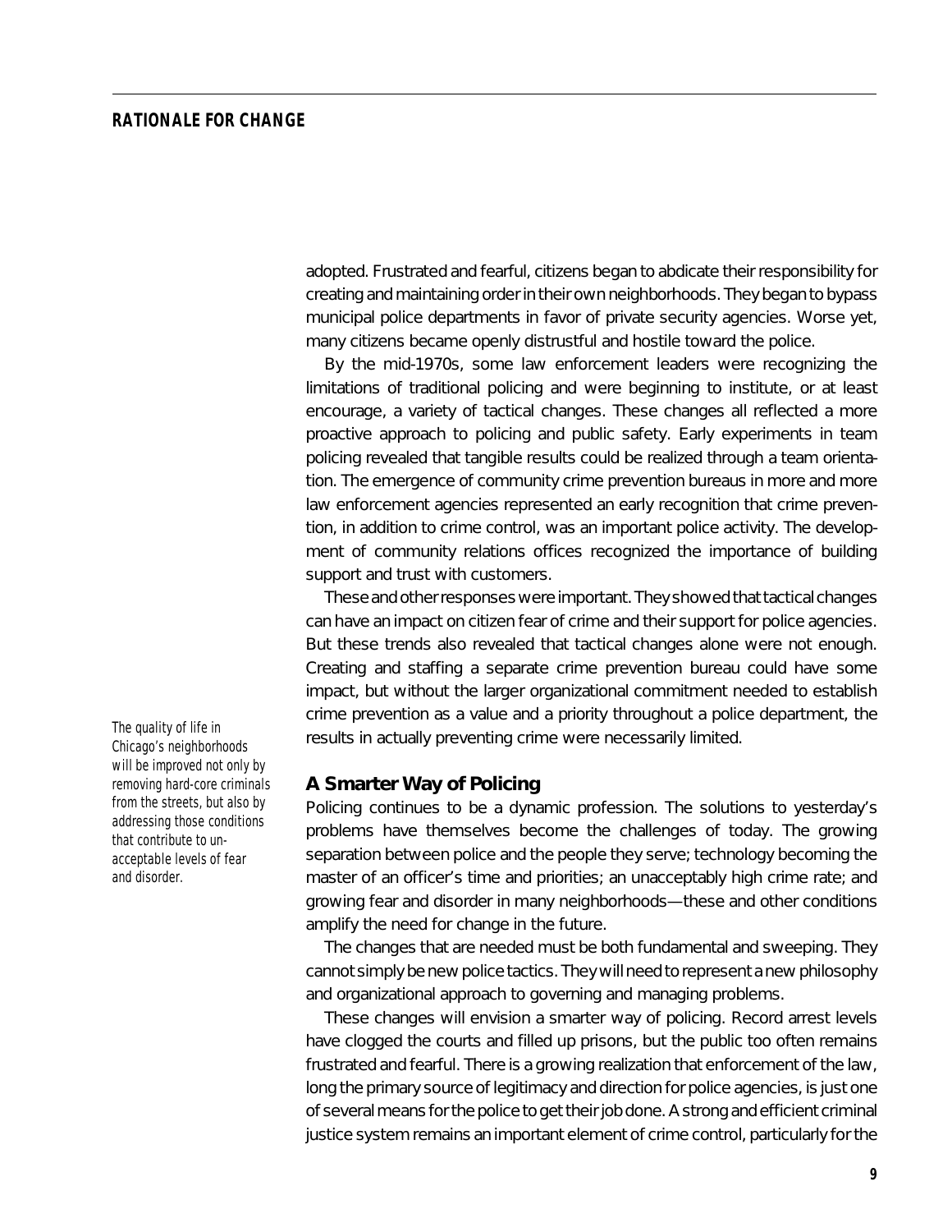adopted. Frustrated and fearful, citizens began to abdicate their responsibility for creating and maintaining order in their own neighborhoods. They began to bypass municipal police departments in favor of private security agencies. Worse yet, many citizens became openly distrustful and hostile toward the police.

By the mid-1970s, some law enforcement leaders were recognizing the limitations of traditional policing and were beginning to institute, or at least encourage, a variety of tactical changes. These changes all reflected a more proactive approach to policing and public safety. Early experiments in team policing revealed that tangible results could be realized through a team orientation. The emergence of community crime prevention bureaus in more and more law enforcement agencies represented an early recognition that crime prevention, in addition to crime control, was an important police activity. The development of community relations offices recognized the importance of building support and trust with customers.

These and other responses were important. They showed that tactical changes can have an impact on citizen fear of crime and their support for police agencies. But these trends also revealed that tactical changes alone were not enough. Creating and staffing a separate crime prevention bureau could have some impact, but without the larger organizational commitment needed to establish crime prevention as a value and a priority throughout a police department, the results in actually preventing crime were necessarily limited.

*The quality of life in Chicago's neighborhoods will be improved not only by removing hard-core criminals from the streets, but also by addressing those conditions that contribute to unacceptable levels of fear and disorder.*

## A Smarter Way of Policing

Policing continues to be a dynamic profession. The solutions to yesterday's problems have themselves become the challenges of today. The growing separation between police and the people they serve; technology becoming the master of an officer's time and priorities; an unacceptably high crime rate; and growing fear and disorder in many neighborhoods—these and other conditions amplify the need for change in the future.

The changes that are needed must be both fundamental and sweeping. They cannot simply be new police tactics. They will need to represent a new philosophy and organizational approach to governing and managing problems.

These changes will envision a smarter way of policing. Record arrest levels have clogged the courts and filled up prisons, but the public too often remains frustrated and fearful. There is a growing realization that enforcement of the law, long the primary source of legitimacy and direction for police agencies, is just one of several means for the police to get their job done. A strong and efficient criminal justice system remains an important element of crime control, particularly for the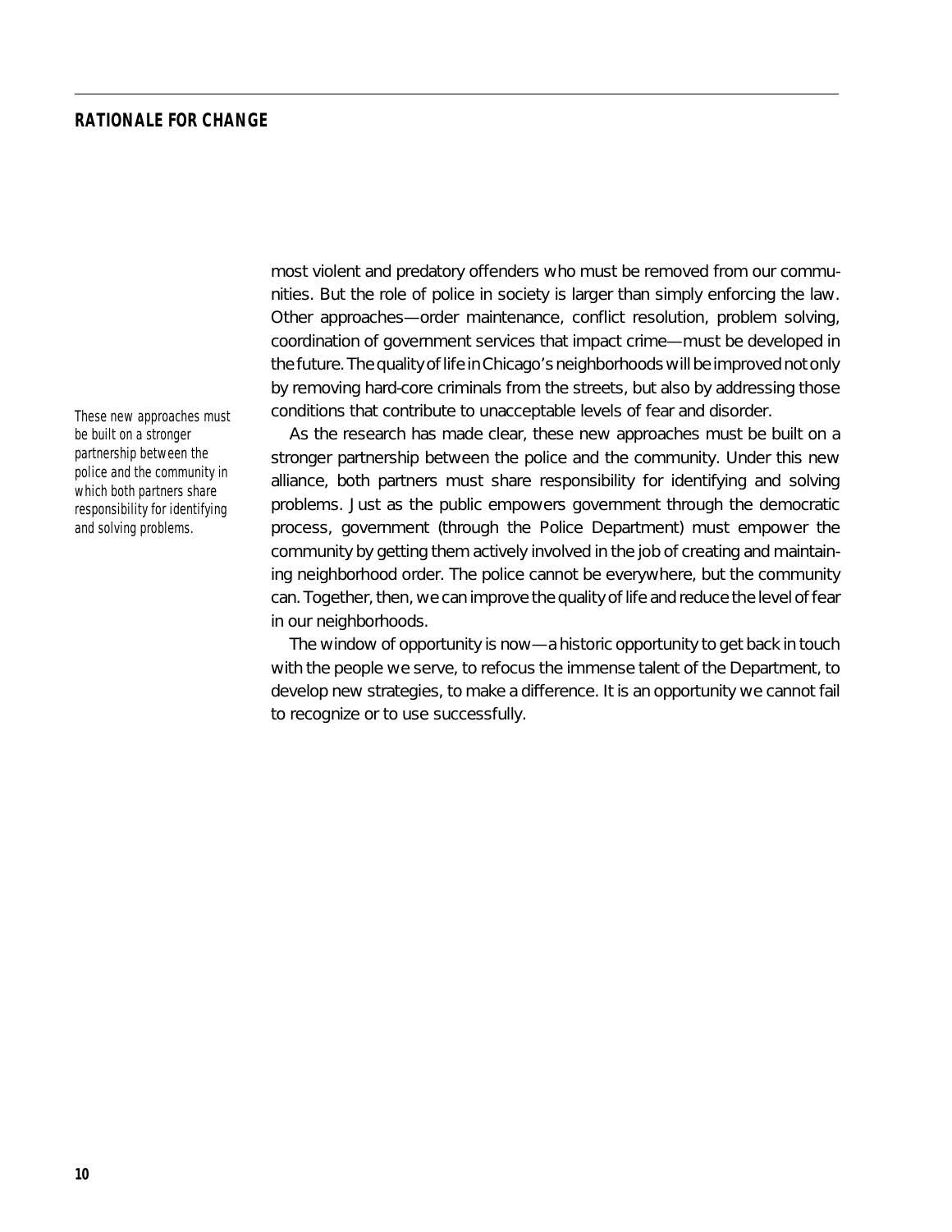most violent and predatory offenders who must be removed from our communities. But the role of police in society is larger than simply enforcing the law. Other approaches—order maintenance, conflict resolution, problem solving, coordination of government services that impact crime—must be developed in the future. The quality of life in Chicago's neighborhoods will be improved not only by removing hard-core criminals from the streets, but also by addressing those conditions that contribute to unacceptable levels of fear and disorder.

*These new approaches must be built on a stronger partnership between the police and the community in which both partners share responsibility for identifying and solving problems.*

As the research has made clear, these new approaches must be built on a stronger partnership between the police and the community. Under this new alliance, both partners must share responsibility for identifying and solving problems. Just as the public empowers government through the democratic process, government (through the Police Department) must empower the community by getting them actively involved in the job of creating and maintaining neighborhood order. The police cannot be everywhere, but the community can. Together, then, we can improve the quality of life and reduce the level of fear in our neighborhoods.

The window of opportunity is now—a historic opportunity to get back in touch with the people we serve, to refocus the immense talent of the Department, to develop new strategies, to make a difference. It is an opportunity we cannot fail to recognize or to use successfully.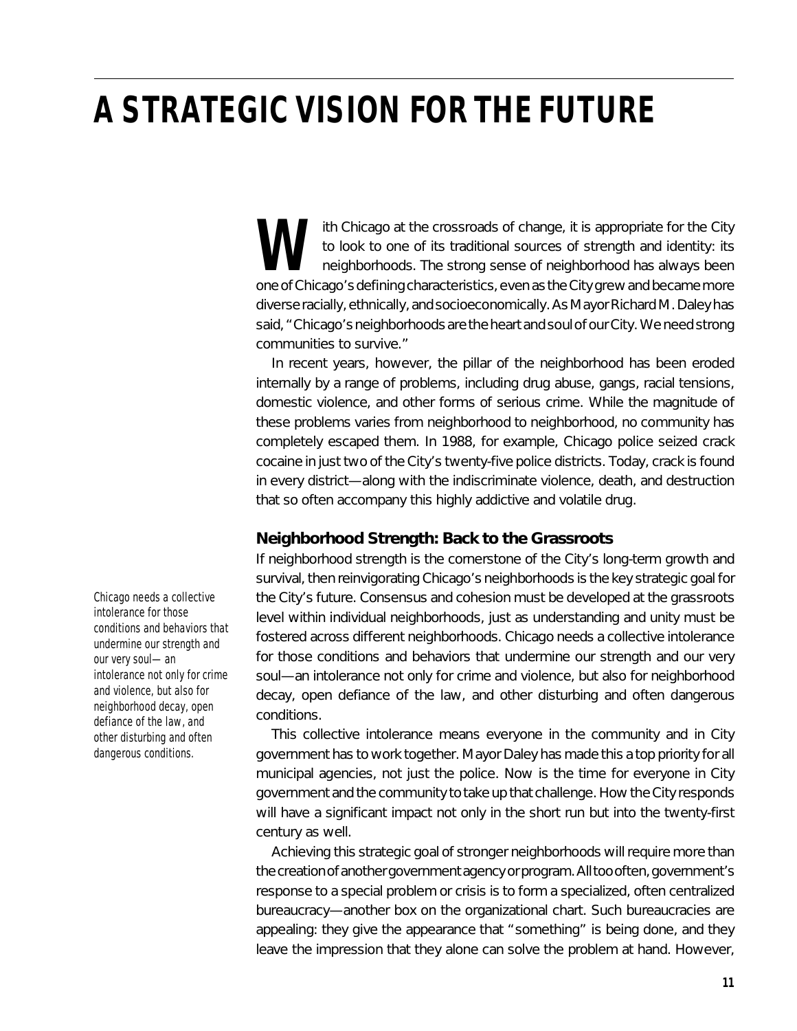# A STRATEGIC VISION FOR THE FUTURE

With Chicago at the crossroads of change, it is appropriate for the City to look to one of its traditional sources of strength and identity: its neighborhoods. The strong sense of neighborhood has always been one of Chicago's defining characteristics, even as the City grew and became more diverse racially, ethnically, and socioeconomically. As Mayor Richard M. Daley has said, "Chicago's neighborhoods are the heart and soul of our City. We need strong communities to survive."

In recent years, however, the pillar of the neighborhood has been eroded internally by a range of problems, including drug abuse, gangs, racial tensions, domestic violence, and other forms of serious crime. While the magnitude of these problems varies from neighborhood to neighborhood, no community has completely escaped them. In 1988, for example, Chicago police seized crack cocaine in just two of the City's twenty-five police districts. Today, crack is found in every district—along with the indiscriminate violence, death, and destruction that so often accompany this highly addictive and volatile drug.

## Neighborhood Strength: Back to the Grassroots

If neighborhood strength is the cornerstone of the City's long-term growth and survival, then reinvigorating Chicago's neighborhoods is the key strategic goal for the City's future. Consensus and cohesion must be developed at the grassroots level within individual neighborhoods, just as understanding and unity must be fostered across different neighborhoods. Chicago needs a collective intolerance for those conditions and behaviors that undermine our strength and our very soul—an intolerance not only for crime and violence, but also for neighborhood decay, open defiance of the law, and other disturbing and often dangerous conditions.

*Chicago needs a collective intolerance for those conditions and behaviors that undermine our strength and our very soul—an intolerance not only for crime and violence, but also for neighborhood decay, open defiance of the law, and other disturbing and often dangerous conditions.*

This collective intolerance means everyone in the community and in City government has to work together. Mayor Daley has made this a top priority for all municipal agencies, not just the police. Now is the time for everyone in City government and the community to take up that challenge. How the City responds will have a significant impact not only in the short run but into the twenty-first century as well.

Achieving this strategic goal of stronger neighborhoods will require more than the creation of another government agency or program. All too often, government's response to a special problem or crisis is to form a specialized, often centralized bureaucracy—another box on the organizational chart. Such bureaucracies are appealing: they give the appearance that "something" is being done, and they leave the impression that they alone can solve the problem at hand. However,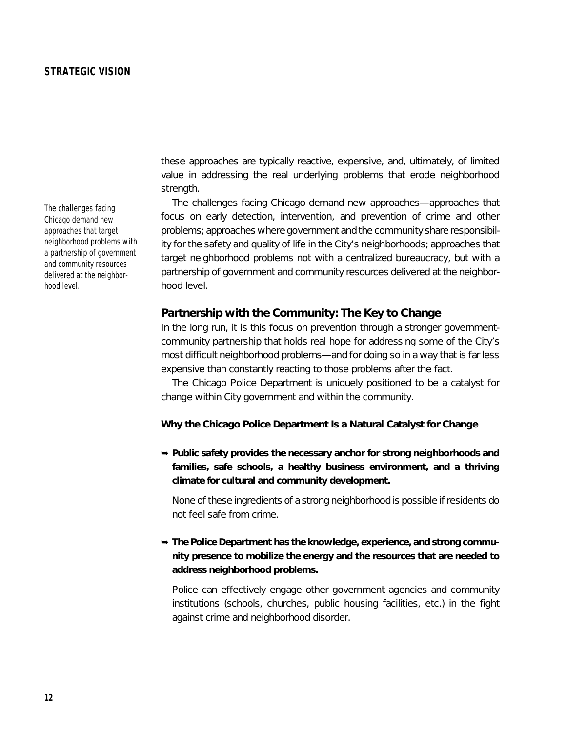these approaches are typically reactive, expensive, and, ultimately, of limited value in addressing the real underlying problems that erode neighborhood strength.

*The challenges facing Chicago demand new approaches that target neighborhood problems with a partnership of government and community resources delivered at the neighborhood level.*

The challenges facing Chicago demand new approaches—approaches that focus on early detection, intervention, and prevention of crime and other problems; approaches where government and the community share responsibility for the safety and quality of life in the City's neighborhoods; approaches that target neighborhood problems not with a centralized bureaucracy, but with a partnership of government and community resources delivered at the neighborhood level.

## Partnership with the Community: The Key to Change

In the long run, it is this focus on prevention through a stronger government-community partnership that holds real hope for addressing some of the City's most difficult neighborhood problems—and for doing so in a way that is far less expensive than constantly reacting to those problems after the fact.

The Chicago Police Department is uniquely positioned to be a catalyst for change within City government and within the community.

### Why the Chicago Police Department Is a Natural Catalyst for Change

➡ **Public safety provides the necessary anchor for strong neighborhoods and families, safe schools, a healthy business environment, and a thriving climate for cultural and community development.**

None of these ingredients of a strong neighborhood is possible if residents do not feel safe from crime.

➡ **The Police Department has the knowledge, experience, and strong community presence to mobilize the energy and the resources that are needed to address neighborhood problems.**

Police can effectively engage other government agencies and community institutions (schools, churches, public housing facilities, etc.) in the fight against crime and neighborhood disorder.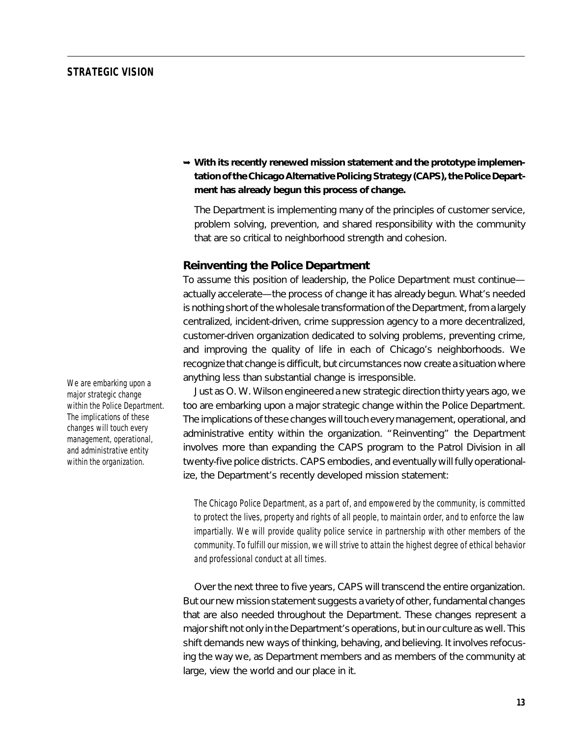➥ **With its recently renewed mission statement and the prototype implementation of the Chicago Alternative Policing Strategy (CAPS), the Police Department has already begun this process of change.**

The Department is implementing many of the principles of customer service, problem solving, prevention, and shared responsibility with the community that are so critical to neighborhood strength and cohesion.

### Reinventing the Police Department

To assume this position of leadership, the Police Department must continue—actually accelerate—the process of change it has already begun. What's needed is nothing short of the wholesale transformation of the Department, from a largely centralized, incident-driven, crime suppression agency to a more decentralized, customer-driven organization dedicated to solving problems, preventing crime, and improving the quality of life in each of Chicago's neighborhoods. We recognize that change is difficult, but circumstances now create a situation where anything less than substantial change is irresponsible.

*We are embarking upon a major strategic change within the Police Department. The implications of these changes will touch every management, operational, and administrative entity within the organization.*

Just as O. W. Wilson engineered a new strategic direction thirty years ago, we too are embarking upon a major strategic change within the Police Department. The implications of these changes will touch every management, operational, and administrative entity within the organization. "Reinventing" the Department involves more than expanding the CAPS program to the Patrol Division in all twenty-five police districts. CAPS embodies, and eventually will fully operationalize, the Department's recently developed mission statement:

> *The Chicago Police Department, as a part of, and empowered by the community, is committed to protect the lives, property and rights of all people, to maintain order, and to enforce the law impartially. We will provide quality police service in partnership with other members of the community. To fulfill our mission, we will strive to attain the highest degree of ethical behavior and professional conduct at all times.*

Over the next three to five years, CAPS will transcend the entire organization. But our new mission statement suggests a variety of other, fundamental changes that are also needed throughout the Department. These changes represent a major shift not only in the Department's operations, but in our culture as well. This shift demands new ways of thinking, behaving, and believing. It involves refocusing the way we, as Department members and as members of the community at large, view the world and our place in it.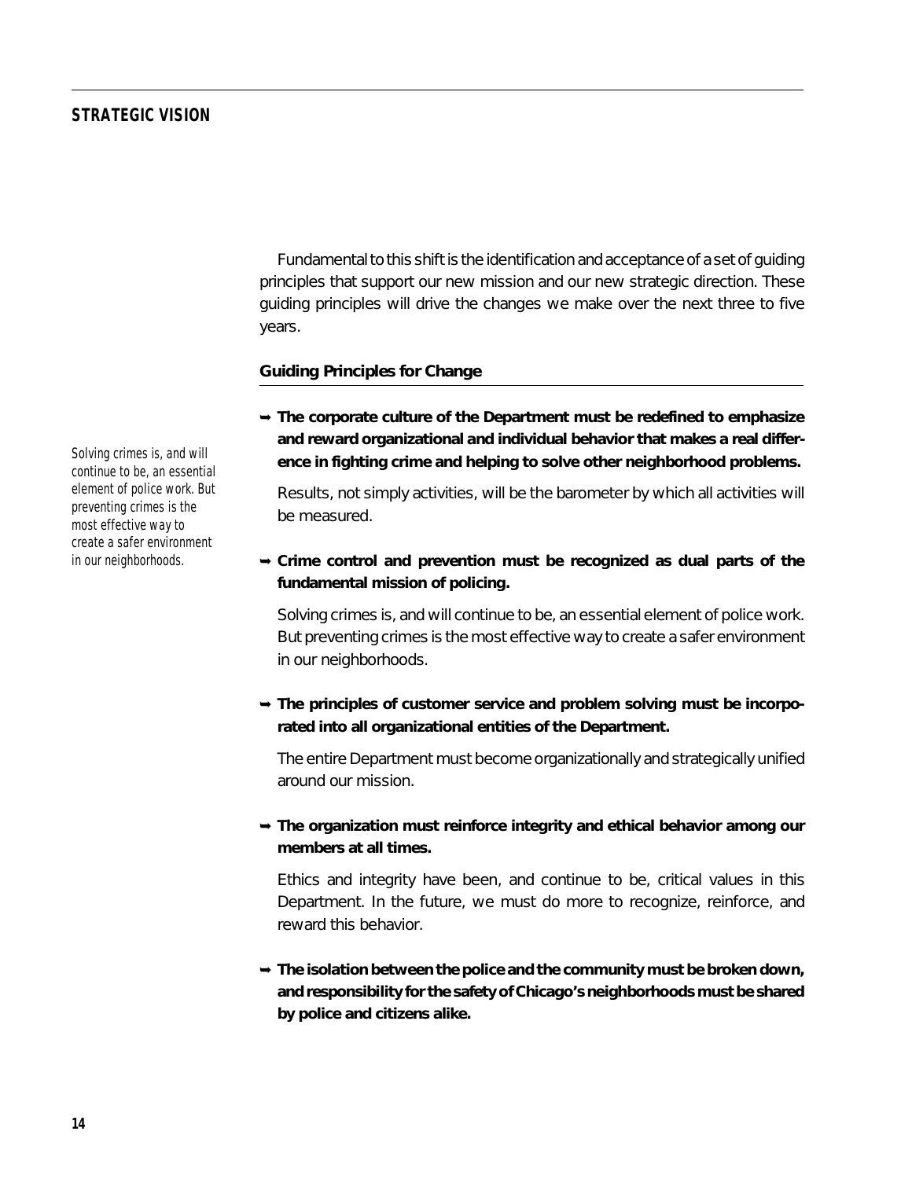Fundamental to this shift is the identification and acceptance of a set of guiding principles that support our new mission and our new strategic direction. These guiding principles will drive the changes we make over the next three to five years.

### Guiding Principles for Change

*Solving crimes is, and will continue to be, an essential element of police work. But preventing crimes is the most effective way to create a safer environment in our neighborhoods.*

➥ **The corporate culture of the Department must be redefined to emphasize and reward organizational and individual behavior that makes a real difference in fighting crime and helping to solve other neighborhood problems.**

Results, not simply activities, will be the barometer by which all activities will be measured.

➥ **Crime control and prevention must be recognized as dual parts of the fundamental mission of policing.**

Solving crimes is, and will continue to be, an essential element of police work. But preventing crimes is the most effective way to create a safer environment in our neighborhoods.

➥ **The principles of customer service and problem solving must be incorporated into all organizational entities of the Department.**

The entire Department must become organizationally and strategically unified around our mission.

➥ **The organization must reinforce integrity and ethical behavior among our members at all times.**

Ethics and integrity have been, and continue to be, critical values in this Department. In the future, we must do more to recognize, reinforce, and reward this behavior.

➥ **The isolation between the police and the community must be broken down, and responsibility for the safety of Chicago's neighborhoods must be shared by police and citizens alike.**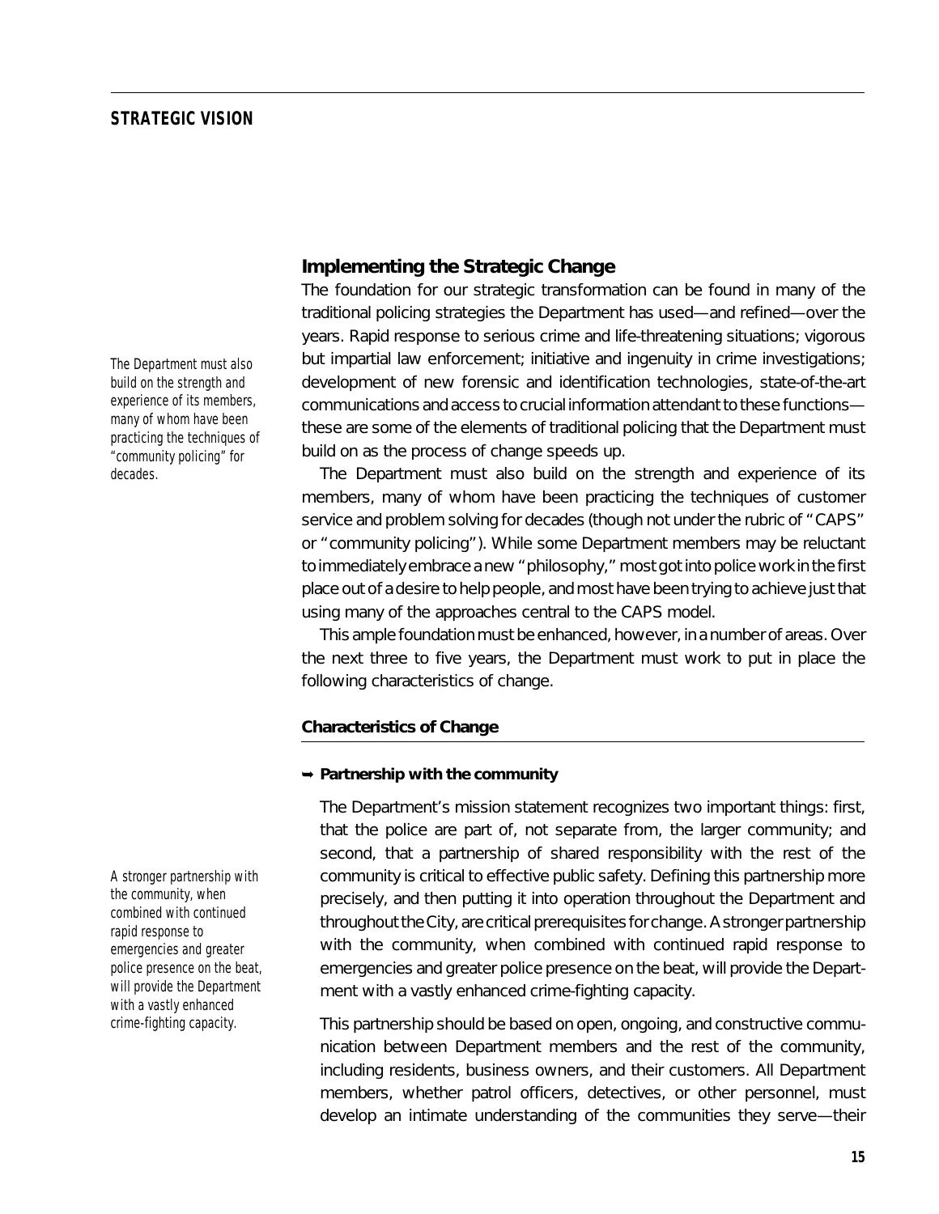## Implementing the Strategic Change

The foundation for our strategic transformation can be found in many of the traditional policing strategies the Department has used—and refined—over the years. Rapid response to serious crime and life-threatening situations; vigorous but impartial law enforcement; initiative and ingenuity in crime investigations; development of new forensic and identification technologies, state-of-the-art communications and access to crucial information attendant to these functions—these are some of the elements of traditional policing that the Department must build on as the process of change speeds up.

*The Department must also build on the strength and experience of its members, many of whom have been practicing the techniques of "community policing" for decades.*

The Department must also build on the strength and experience of its members, many of whom have been practicing the techniques of customer service and problem solving for decades (though not under the rubric of "CAPS" or "community policing"). While some Department members may be reluctant to immediately embrace a new "philosophy," most got into police work in the first place out of a desire to help people, and most have been trying to achieve just that using many of the approaches central to the CAPS model.

This ample foundation must be enhanced, however, in a number of areas. Over the next three to five years, the Department must work to put in place the following characteristics of change.

### Characteristics of Change

➥ **Partnership with the community**

The Department's mission statement recognizes two important things: first, that the police are part of, not separate from, the larger community; and second, that a partnership of shared responsibility with the rest of the community is critical to effective public safety. Defining this partnership more precisely, and then putting it into operation throughout the Department and throughout the City, are critical prerequisites for change. A stronger partnership with the community, when combined with continued rapid response to emergencies and greater police presence on the beat, will provide the Department with a vastly enhanced crime-fighting capacity.

*A stronger partnership with the community, when combined with continued rapid response to emergencies and greater police presence on the beat, will provide the Department with a vastly enhanced crime-fighting capacity.*

This partnership should be based on open, ongoing, and constructive communication between Department members and the rest of the community, including residents, business owners, and their customers. All Department members, whether patrol officers, detectives, or other personnel, must develop an intimate understanding of the communities they serve—their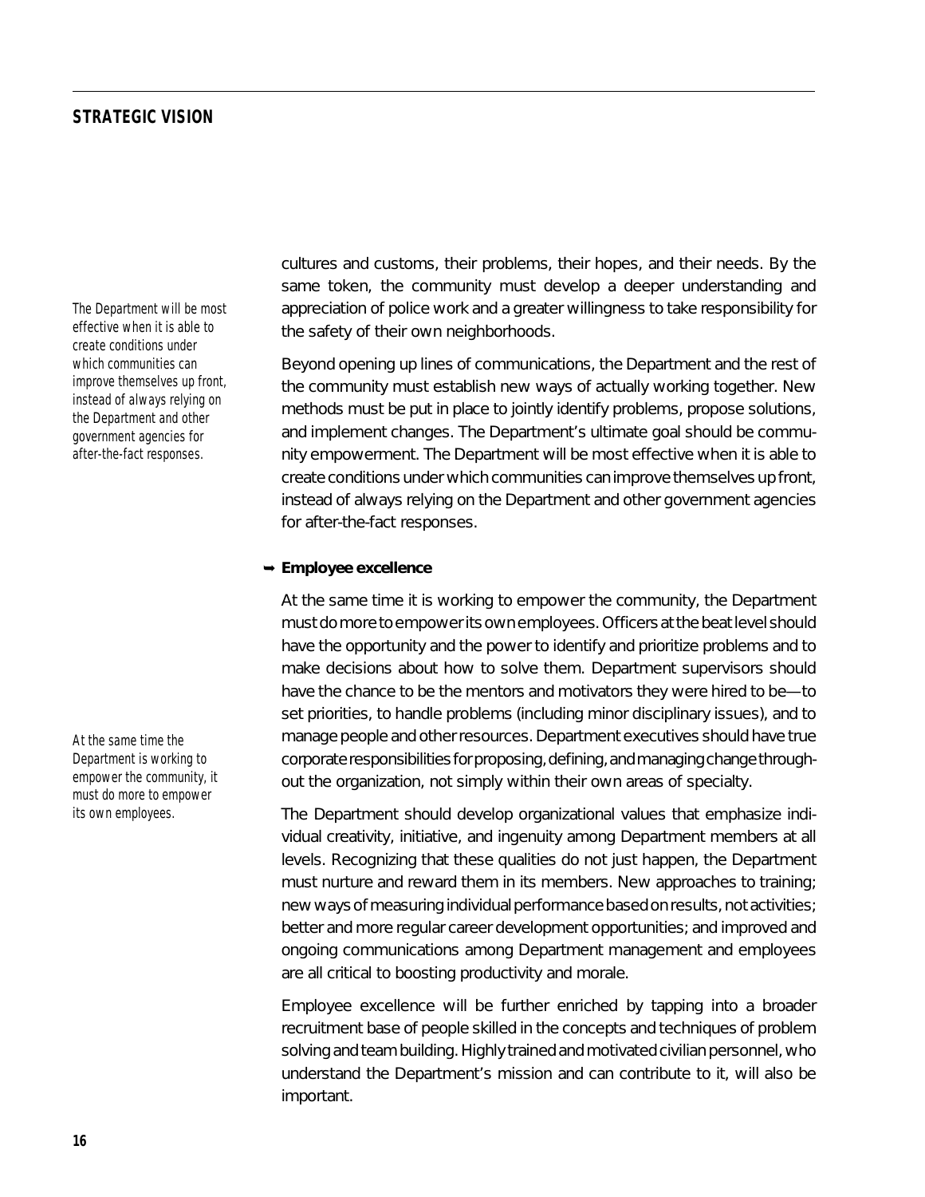cultures and customs, their problems, their hopes, and their needs. By the same token, the community must develop a deeper understanding and appreciation of police work and a greater willingness to take responsibility for the safety of their own neighborhoods.

*The Department will be most effective when it is able to create conditions under which communities can improve themselves up front, instead of always relying on the Department and other government agencies for after-the-fact responses.*

Beyond opening up lines of communications, the Department and the rest of the community must establish new ways of actually working together. New methods must be put in place to jointly identify problems, propose solutions, and implement changes. The Department's ultimate goal should be community empowerment. The Department will be most effective when it is able to create conditions under which communities can improve themselves up front, instead of always relying on the Department and other government agencies for after-the-fact responses.

➥ **Employee excellence**

At the same time it is working to empower the community, the Department must do more to empower its own employees. Officers at the beat level should have the opportunity and the power to identify and prioritize problems and to make decisions about how to solve them. Department supervisors should have the chance to be the mentors and motivators they were hired to be—to set priorities, to handle problems (including minor disciplinary issues), and to manage people and other resources. Department executives should have true corporate responsibilities for proposing, defining, and managing change throughout the organization, not simply within their own areas of specialty.

*At the same time the Department is working to empower the community, it must do more to empower its own employees.*

The Department should develop organizational values that emphasize individual creativity, initiative, and ingenuity among Department members at all levels. Recognizing that these qualities do not just happen, the Department must nurture and reward them in its members. New approaches to training; new ways of measuring individual performance based on results, not activities; better and more regular career development opportunities; and improved and ongoing communications among Department management and employees are all critical to boosting productivity and morale.

Employee excellence will be further enriched by tapping into a broader recruitment base of people skilled in the concepts and techniques of problem solving and team building. Highly trained and motivated civilian personnel, who understand the Department's mission and can contribute to it, will also be important.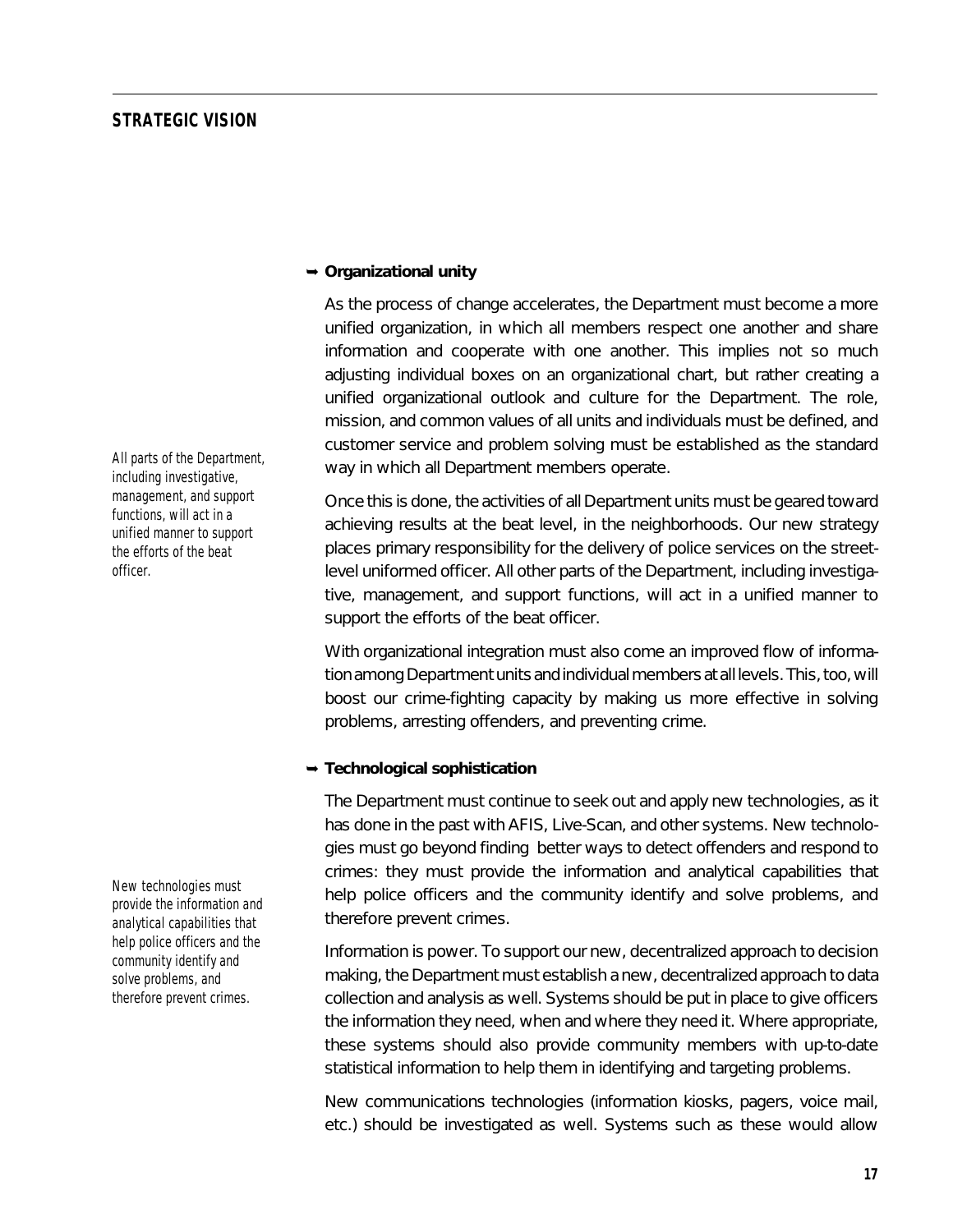➡ **Organizational unity**

As the process of change accelerates, the Department must become a more unified organization, in which all members respect one another and share information and cooperate with one another. This implies not so much adjusting individual boxes on an organizational chart, but rather creating a unified organizational outlook and culture for the Department. The role, mission, and common values of all units and individuals must be defined, and customer service and problem solving must be established as the standard way in which all Department members operate.

*All parts of the Department, including investigative, management, and support functions, will act in a unified manner to support the efforts of the beat officer.*

Once this is done, the activities of all Department units must be geared toward achieving results at the beat level, in the neighborhoods. Our new strategy places primary responsibility for the delivery of police services on the street-level uniformed officer. All other parts of the Department, including investigative, management, and support functions, will act in a unified manner to support the efforts of the beat officer.

With organizational integration must also come an improved flow of information among Department units and individual members at all levels. This, too, will boost our crime-fighting capacity by making us more effective in solving problems, arresting offenders, and preventing crime.

➡ **Technological sophistication**

The Department must continue to seek out and apply new technologies, as it has done in the past with AFIS, Live-Scan, and other systems. New technologies must go beyond finding better ways to detect offenders and respond to crimes: they must provide the information and analytical capabilities that help police officers and the community identify and solve problems, and therefore prevent crimes.

*New technologies must provide the information and analytical capabilities that help police officers and the community identify and solve problems, and therefore prevent crimes.*

Information is power. To support our new, decentralized approach to decision making, the Department must establish a new, decentralized approach to data collection and analysis as well. Systems should be put in place to give officers the information they need, when and where they need it. Where appropriate, these systems should also provide community members with up-to-date statistical information to help them in identifying and targeting problems.

New communications technologies (information kiosks, pagers, voice mail, etc.) should be investigated as well. Systems such as these would allow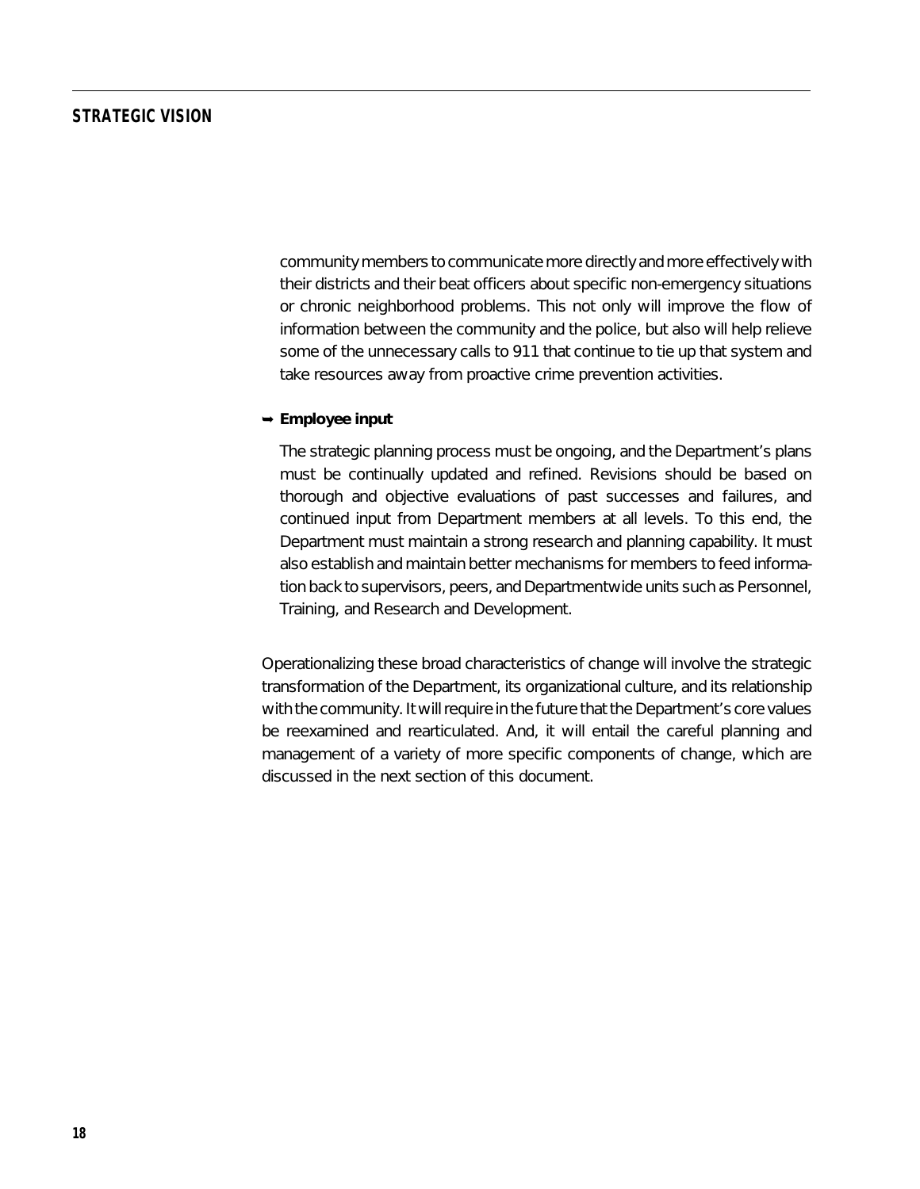community members to communicate more directly and more effectively with their districts and their beat officers about specific non-emergency situations or chronic neighborhood problems. This not only will improve the flow of information between the community and the police, but also will help relieve some of the unnecessary calls to 911 that continue to tie up that system and take resources away from proactive crime prevention activities.

➡ **Employee input**

The strategic planning process must be ongoing, and the Department's plans must be continually updated and refined. Revisions should be based on thorough and objective evaluations of past successes and failures, and continued input from Department members at all levels. To this end, the Department must maintain a strong research and planning capability. It must also establish and maintain better mechanisms for members to feed information back to supervisors, peers, and Departmentwide units such as Personnel, Training, and Research and Development.

Operationalizing these broad characteristics of change will involve the strategic transformation of the Department, its organizational culture, and its relationship with the community. It will require in the future that the Department's core values be reexamined and rearticulated. And, it will entail the careful planning and management of a variety of more specific components of change, which are discussed in the next section of this document.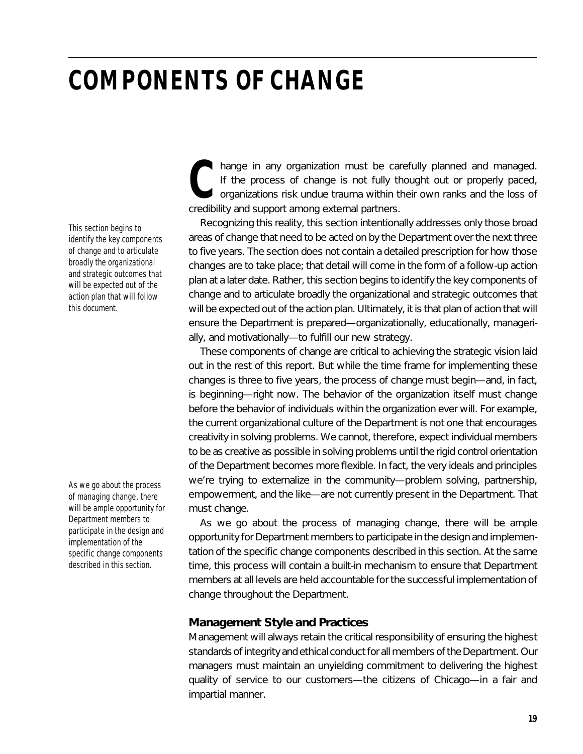# COMPONENTS OF CHANGE

*This section begins to identify the key components of change and to articulate broadly the organizational and strategic outcomes that will be expected out of the action plan that will follow this document.*

Change in any organization must be carefully planned and managed. If the process of change is not fully thought out or properly paced, organizations risk undue trauma within their own ranks and the loss of credibility and support among external partners.

Recognizing this reality, this section intentionally addresses only those broad areas of change that need to be acted on by the Department over the next three to five years. The section does not contain a detailed prescription for how those changes are to take place; that detail will come in the form of a follow-up action plan at a later date. Rather, this section begins to identify the key components of change and to articulate broadly the organizational and strategic outcomes that will be expected out of the action plan. Ultimately, it is that plan of action that will ensure the Department is prepared—organizationally, educationally, managerially, and motivationally—to fulfill our new strategy.

These components of change are critical to achieving the strategic vision laid out in the rest of this report. But while the time frame for implementing these changes is three to five years, the process of change must begin—and, in fact, is beginning—right now. The behavior of the organization itself must change before the behavior of individuals within the organization ever will. For example, the current organizational culture of the Department is not one that encourages creativity in solving problems. We cannot, therefore, expect individual members to be as creative as possible in solving problems until the rigid control orientation of the Department becomes more flexible. In fact, the very ideals and principles we're trying to externalize in the community—problem solving, partnership, empowerment, and the like—are not currently present in the Department. That must change.

*As we go about the process of managing change, there will be ample opportunity for Department members to participate in the design and implementation of the specific change components described in this section.*

As we go about the process of managing change, there will be ample opportunity for Department members to participate in the design and implementation of the specific change components described in this section. At the same time, this process will contain a built-in mechanism to ensure that Department members at all levels are held accountable for the successful implementation of change throughout the Department.

### Management Style and Practices

Management will always retain the critical responsibility of ensuring the highest standards of integrity and ethical conduct for all members of the Department. Our managers must maintain an unyielding commitment to delivering the highest quality of service to our customers—the citizens of Chicago—in a fair and impartial manner.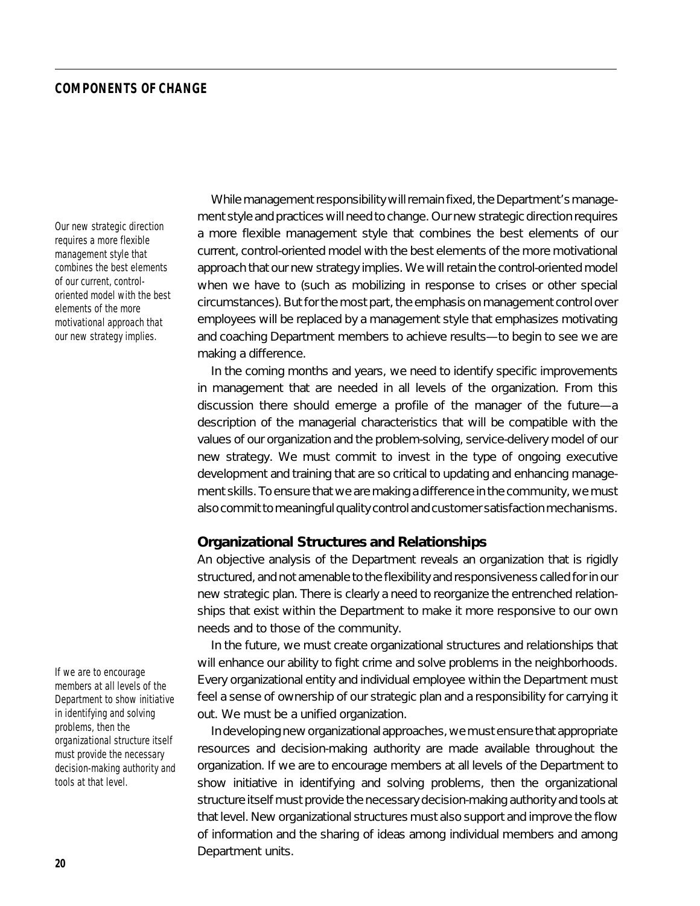While management responsibility will remain fixed, the Department's management style and practices will need to change. Our new strategic direction requires a more flexible management style that combines the best elements of our current, control-oriented model with the best elements of the more motivational approach that our new strategy implies. We will retain the control-oriented model when we have to (such as mobilizing in response to crises or other special circumstances). But for the most part, the emphasis on management control over employees will be replaced by a management style that emphasizes motivating and coaching Department members to achieve results—to begin to see we are making a difference.

*Our new strategic direction requires a more flexible management style that combines the best elements of our current, control-oriented model with the best elements of the more motivational approach that our new strategy implies.*

In the coming months and years, we need to identify specific improvements in management that are needed in all levels of the organization. From this discussion there should emerge a profile of the manager of the future—a description of the managerial characteristics that will be compatible with the values of our organization and the problem-solving, service-delivery model of our new strategy. We must commit to invest in the type of ongoing executive development and training that are so critical to updating and enhancing management skills. To ensure that we are making a difference in the community, we must also commit to meaningful quality control and customer satisfaction mechanisms.

## Organizational Structures and Relationships

An objective analysis of the Department reveals an organization that is rigidly structured, and not amenable to the flexibility and responsiveness called for in our new strategic plan. There is clearly a need to reorganize the entrenched relationships that exist within the Department to make it more responsive to our own needs and to those of the community.

In the future, we must create organizational structures and relationships that will enhance our ability to fight crime and solve problems in the neighborhoods. Every organizational entity and individual employee within the Department must feel a sense of ownership of our strategic plan and a responsibility for carrying it out. We must be a unified organization.

*If we are to encourage members at all levels of the Department to show initiative in identifying and solving problems, then the organizational structure itself must provide the necessary decision-making authority and tools at that level.*

In developing new organizational approaches, we must ensure that appropriate resources and decision-making authority are made available throughout the organization. If we are to encourage members at all levels of the Department to show initiative in identifying and solving problems, then the organizational structure itself must provide the necessary decision-making authority and tools at that level. New organizational structures must also support and improve the flow of information and the sharing of ideas among individual members and among Department units.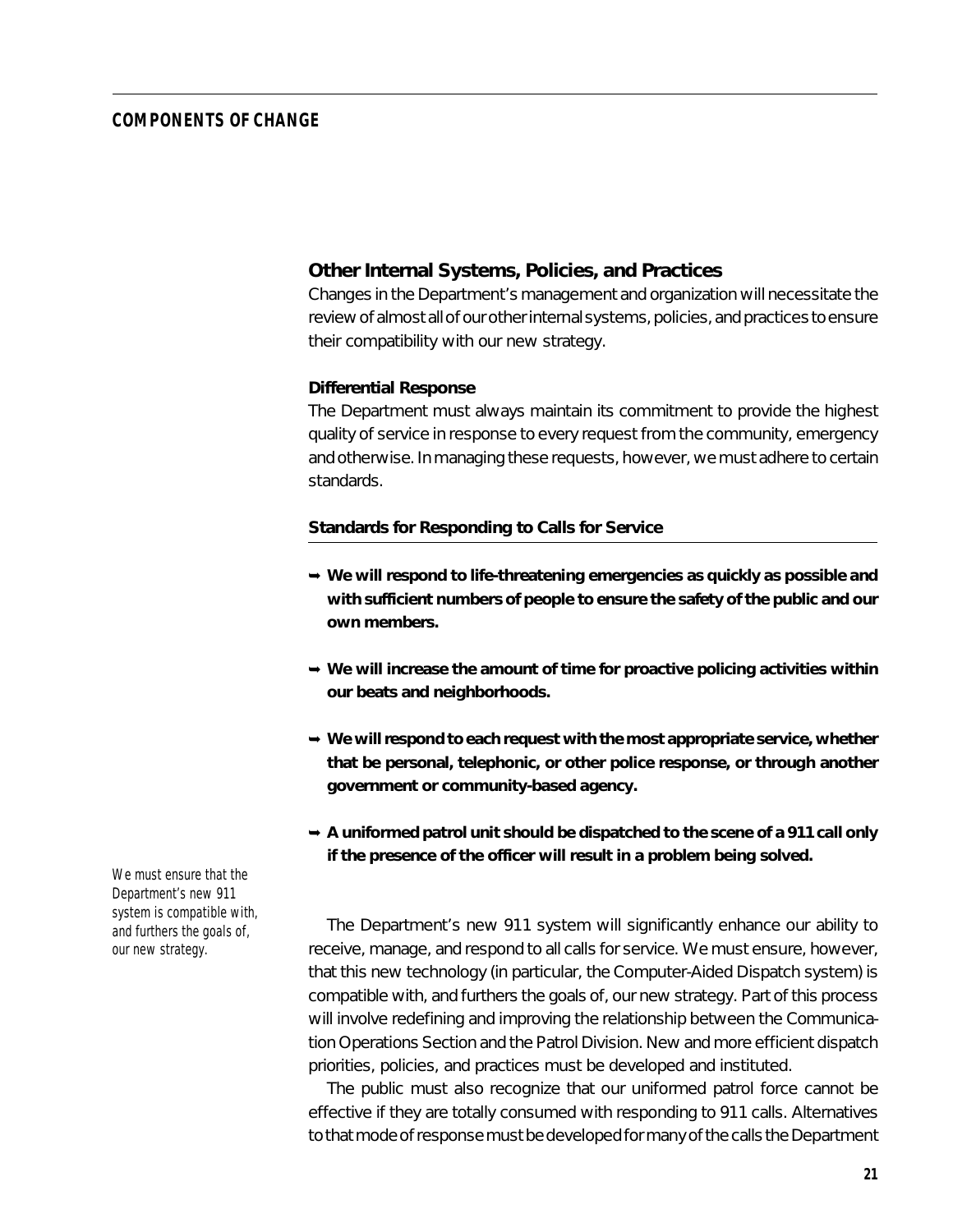## Other Internal Systems, Policies, and Practices

Changes in the Department's management and organization will necessitate the review of almost all of our other internal systems, policies, and practices to ensure their compatibility with our new strategy.

### Differential Response

The Department must always maintain its commitment to provide the highest quality of service in response to every request from the community, emergency and otherwise. In managing these requests, however, we must adhere to certain standards.

### Standards for Responding to Calls for Service

- **We will respond to life-threatening emergencies as quickly as possible and with sufficient numbers of people to ensure the safety of the public and our own members.**
- **We will increase the amount of time for proactive policing activities within our beats and neighborhoods.**
- **We will respond to each request with the most appropriate service, whether that be personal, telephonic, or other police response, or through another government or community-based agency.**
- **A uniformed patrol unit should be dispatched to the scene of a 911 call only if the presence of the officer will result in a problem being solved.**

*We must ensure that the Department's new 911 system is compatible with, and furthers the goals of, our new strategy.*

The Department's new 911 system will significantly enhance our ability to receive, manage, and respond to all calls for service. We must ensure, however, that this new technology (in particular, the Computer-Aided Dispatch system) is compatible with, and furthers the goals of, our new strategy. Part of this process will involve redefining and improving the relationship between the Communication Operations Section and the Patrol Division. New and more efficient dispatch priorities, policies, and practices must be developed and instituted.

The public must also recognize that our uniformed patrol force cannot be effective if they are totally consumed with responding to 911 calls. Alternatives to that mode of response must be developed for many of the calls the Department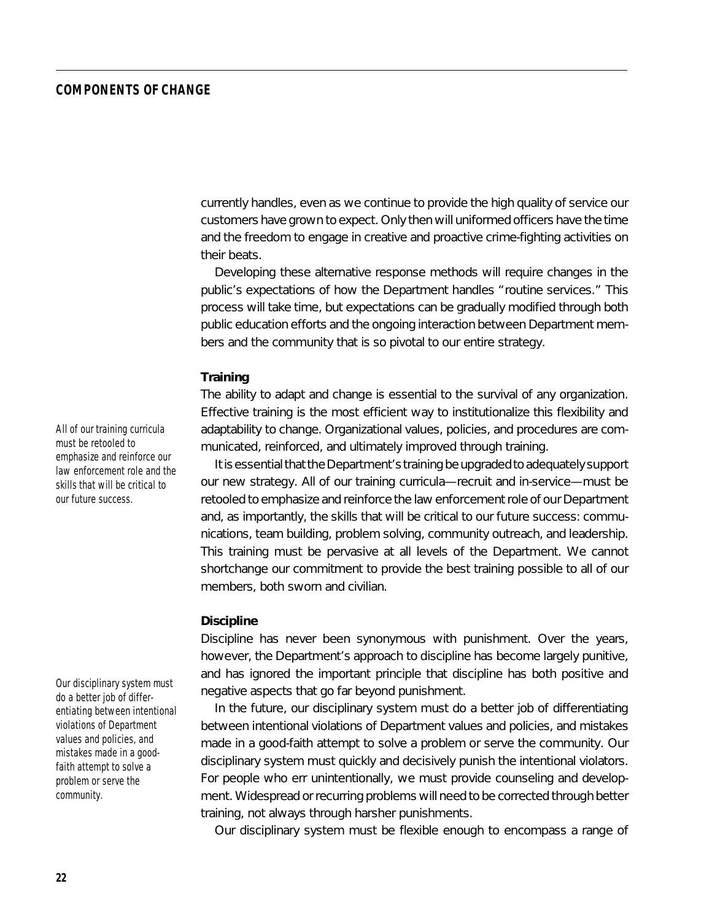currently handles, even as we continue to provide the high quality of service our customers have grown to expect. Only then will uniformed officers have the time and the freedom to engage in creative and proactive crime-fighting activities on their beats.

Developing these alternative response methods will require changes in the public's expectations of how the Department handles "routine services." This process will take time, but expectations can be gradually modified through both public education efforts and the ongoing interaction between Department members and the community that is so pivotal to our entire strategy.

### Training

The ability to adapt and change is essential to the survival of any organization. Effective training is the most efficient way to institutionalize this flexibility and adaptability to change. Organizational values, policies, and procedures are communicated, reinforced, and ultimately improved through training.

*All of our training curricula must be retooled to emphasize and reinforce our law enforcement role and the skills that will be critical to our future success.*

It is essential that the Department's training be upgraded to adequately support our new strategy. All of our training curricula—recruit and in-service—must be retooled to emphasize and reinforce the law enforcement role of our Department and, as importantly, the skills that will be critical to our future success: communications, team building, problem solving, community outreach, and leadership. This training must be pervasive at all levels of the Department. We cannot shortchange our commitment to provide the best training possible to all of our members, both sworn and civilian.

### Discipline

Discipline has never been synonymous with punishment. Over the years, however, the Department's approach to discipline has become largely punitive, and has ignored the important principle that discipline has both positive and negative aspects that go far beyond punishment.

*Our disciplinary system must do a better job of differentiating between intentional violations of Department values and policies, and mistakes made in a good-faith attempt to solve a problem or serve the community.*

In the future, our disciplinary system must do a better job of differentiating between intentional violations of Department values and policies, and mistakes made in a good-faith attempt to solve a problem or serve the community. Our disciplinary system must quickly and decisively punish the intentional violators. For people who err unintentionally, we must provide counseling and development. Widespread or recurring problems will need to be corrected through better training, not always through harsher punishments.

Our disciplinary system must be flexible enough to encompass a range of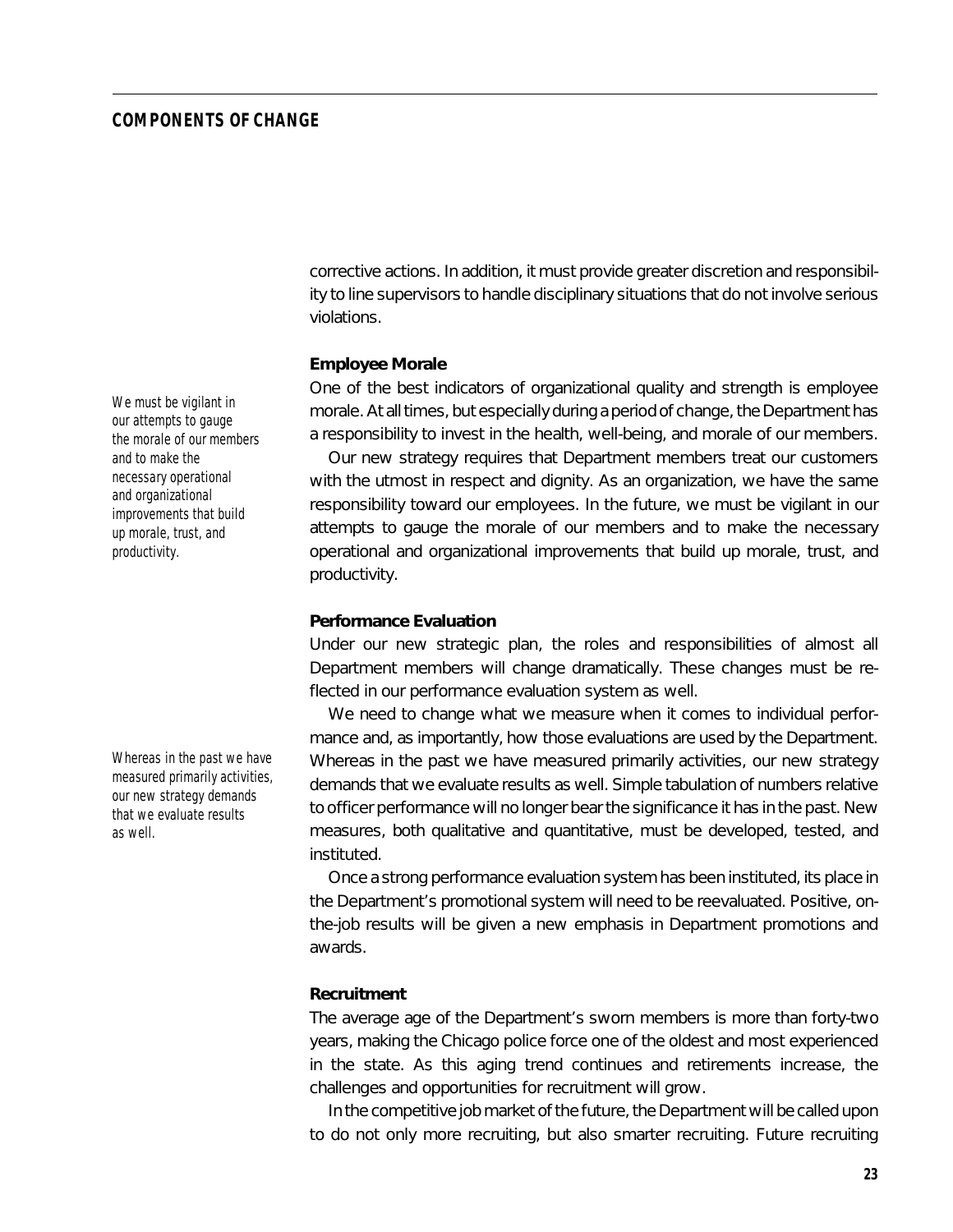corrective actions. In addition, it must provide greater discretion and responsibility to line supervisors to handle disciplinary situations that do not involve serious violations.

### Employee Morale

*We must be vigilant in our attempts to gauge the morale of our members and to make the necessary operational and organizational improvements that build up morale, trust, and productivity.*

One of the best indicators of organizational quality and strength is employee morale. At all times, but especially during a period of change, the Department has a responsibility to invest in the health, well-being, and morale of our members.

Our new strategy requires that Department members treat our customers with the utmost in respect and dignity. As an organization, we have the same responsibility toward our employees. In the future, we must be vigilant in our attempts to gauge the morale of our members and to make the necessary operational and organizational improvements that build up morale, trust, and productivity.

### Performance Evaluation

Under our new strategic plan, the roles and responsibilities of almost all Department members will change dramatically. These changes must be reflected in our performance evaluation system as well.

*Whereas in the past we have measured primarily activities, our new strategy demands that we evaluate results as well.*

We need to change what we measure when it comes to individual performance and, as importantly, how those evaluations are used by the Department. Whereas in the past we have measured primarily activities, our new strategy demands that we evaluate results as well. Simple tabulation of numbers relative to officer performance will no longer bear the significance it has in the past. New measures, both qualitative and quantitative, must be developed, tested, and instituted.

Once a strong performance evaluation system has been instituted, its place in the Department's promotional system will need to be reevaluated. Positive, on-the-job results will be given a new emphasis in Department promotions and awards.

### Recruitment

The average age of the Department's sworn members is more than forty-two years, making the Chicago police force one of the oldest and most experienced in the state. As this aging trend continues and retirements increase, the challenges and opportunities for recruitment will grow.

In the competitive job market of the future, the Department will be called upon to do not only more recruiting, but also smarter recruiting. Future recruiting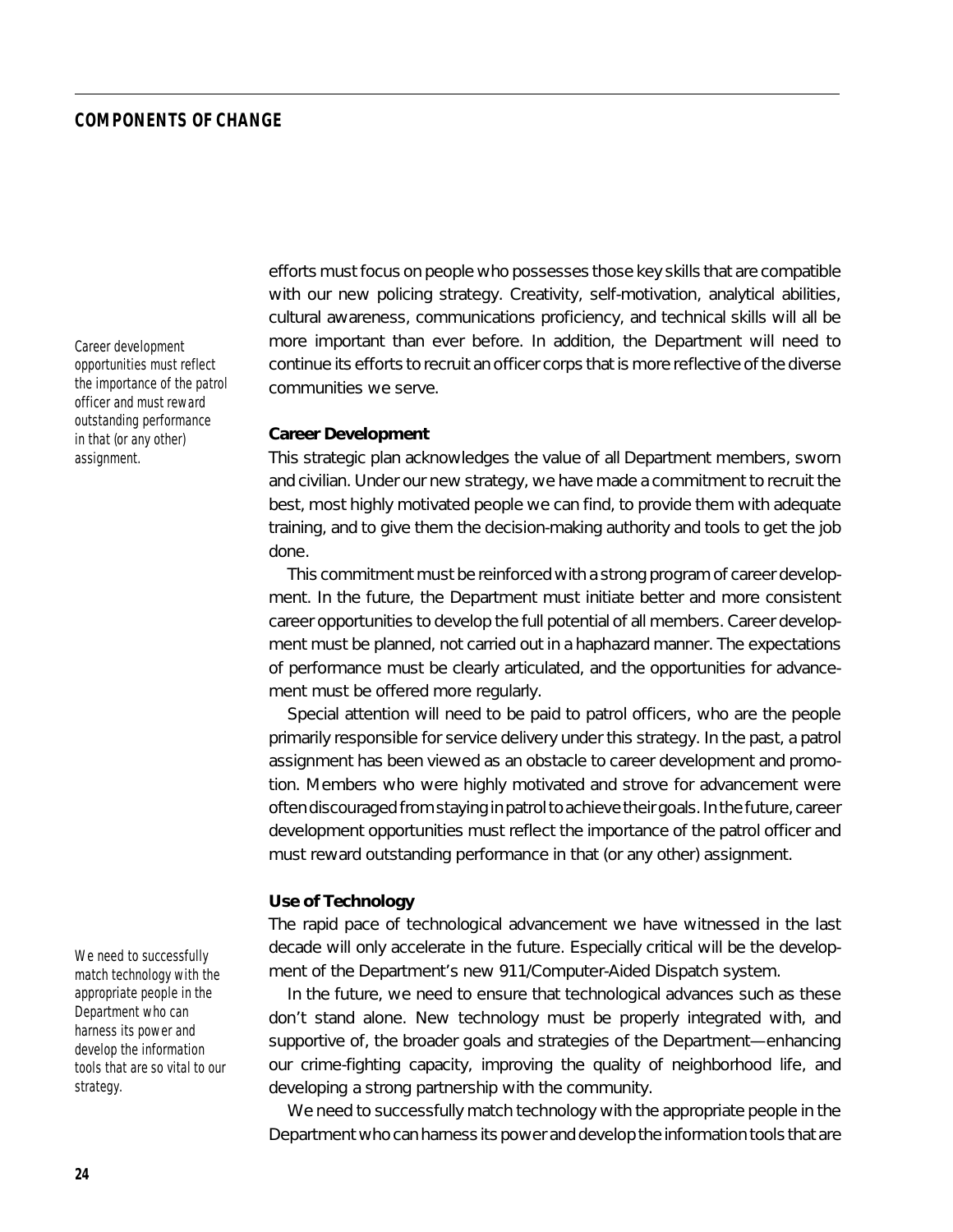efforts must focus on people who possesses those key skills that are compatible with our new policing strategy. Creativity, self-motivation, analytical abilities, cultural awareness, communications proficiency, and technical skills will all be more important than ever before. In addition, the Department will need to continue its efforts to recruit an officer corps that is more reflective of the diverse communities we serve.

*Career development opportunities must reflect the importance of the patrol officer and must reward outstanding performance in that (or any other) assignment.*

**Career Development**

This strategic plan acknowledges the value of all Department members, sworn and civilian. Under our new strategy, we have made a commitment to recruit the best, most highly motivated people we can find, to provide them with adequate training, and to give them the decision-making authority and tools to get the job done.

This commitment must be reinforced with a strong program of career development. In the future, the Department must initiate better and more consistent career opportunities to develop the full potential of all members. Career development must be planned, not carried out in a haphazard manner. The expectations of performance must be clearly articulated, and the opportunities for advancement must be offered more regularly.

Special attention will need to be paid to patrol officers, who are the people primarily responsible for service delivery under this strategy. In the past, a patrol assignment has been viewed as an obstacle to career development and promotion. Members who were highly motivated and strove for advancement were often discouraged from staying in patrol to achieve their goals. In the future, career development opportunities must reflect the importance of the patrol officer and must reward outstanding performance in that (or any other) assignment.

**Use of Technology**

The rapid pace of technological advancement we have witnessed in the last decade will only accelerate in the future. Especially critical will be the development of the Department's new 911/Computer-Aided Dispatch system.

*We need to successfully match technology with the appropriate people in the Department who can harness its power and develop the information tools that are so vital to our strategy.*

In the future, we need to ensure that technological advances such as these don't stand alone. New technology must be properly integrated with, and supportive of, the broader goals and strategies of the Department—enhancing our crime-fighting capacity, improving the quality of neighborhood life, and developing a strong partnership with the community.

We need to successfully match technology with the appropriate people in the Department who can harness its power and develop the information tools that are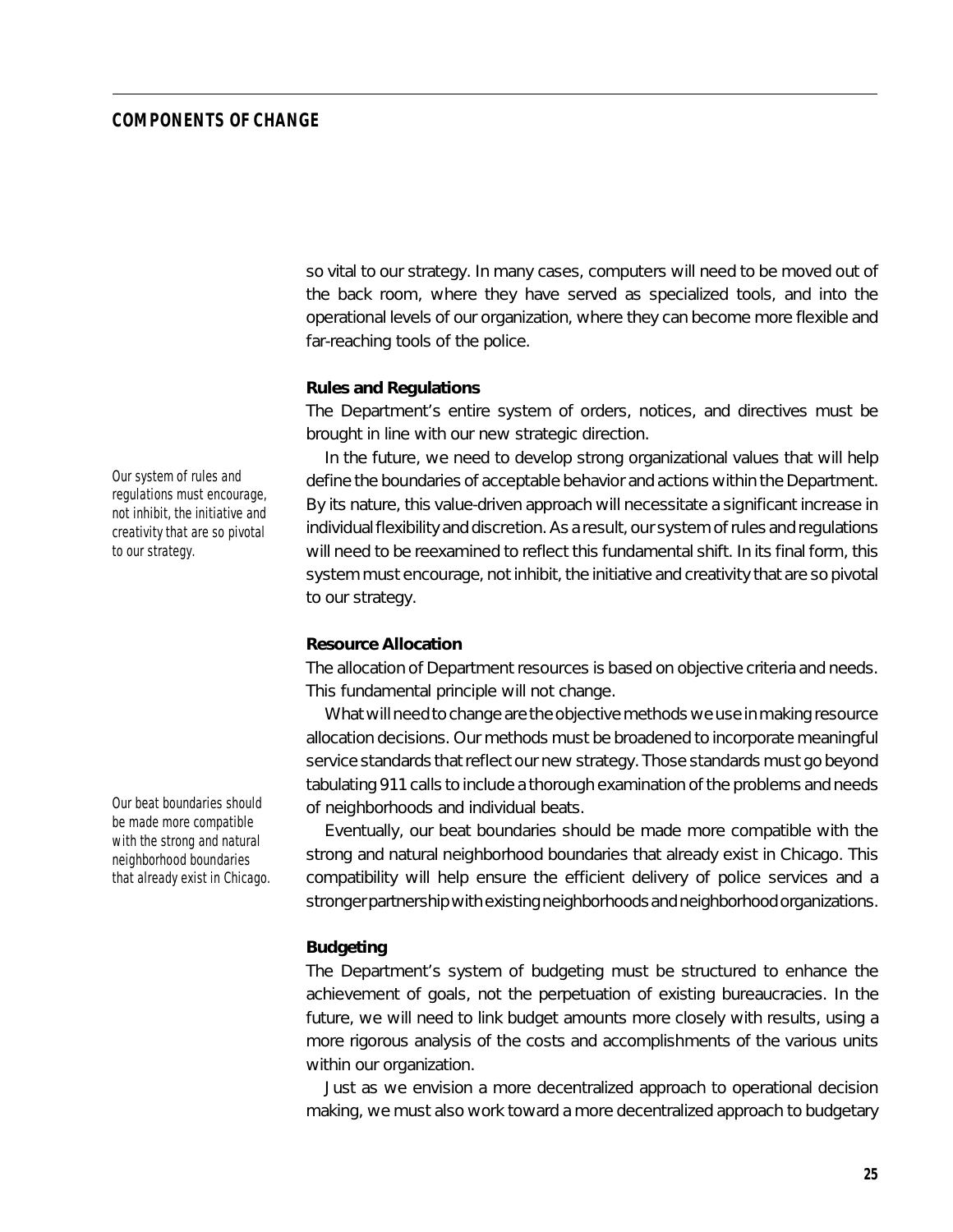so vital to our strategy. In many cases, computers will need to be moved out of the back room, where they have served as specialized tools, and into the operational levels of our organization, where they can become more flexible and far-reaching tools of the police.

**Rules and Regulations**

The Department's entire system of orders, notices, and directives must be brought in line with our new strategic direction.

*Our system of rules and regulations must encourage, not inhibit, the initiative and creativity that are so pivotal to our strategy.*

In the future, we need to develop strong organizational values that will help define the boundaries of acceptable behavior and actions within the Department. By its nature, this value-driven approach will necessitate a significant increase in individual flexibility and discretion. As a result, our system of rules and regulations will need to be reexamined to reflect this fundamental shift. In its final form, this system must encourage, not inhibit, the initiative and creativity that are so pivotal to our strategy.

**Resource Allocation**

The allocation of Department resources is based on objective criteria and needs. This fundamental principle will not change.

What will need to change are the objective methods we use in making resource allocation decisions. Our methods must be broadened to incorporate meaningful service standards that reflect our new strategy. Those standards must go beyond tabulating 911 calls to include a thorough examination of the problems and needs of neighborhoods and individual beats.

*Our beat boundaries should be made more compatible with the strong and natural neighborhood boundaries that already exist in Chicago.*

Eventually, our beat boundaries should be made more compatible with the strong and natural neighborhood boundaries that already exist in Chicago. This compatibility will help ensure the efficient delivery of police services and a stronger partnership with existing neighborhoods and neighborhood organizations.

**Budgeting**

The Department's system of budgeting must be structured to enhance the achievement of goals, not the perpetuation of existing bureaucracies. In the future, we will need to link budget amounts more closely with results, using a more rigorous analysis of the costs and accomplishments of the various units within our organization.

Just as we envision a more decentralized approach to operational decision making, we must also work toward a more decentralized approach to budgetary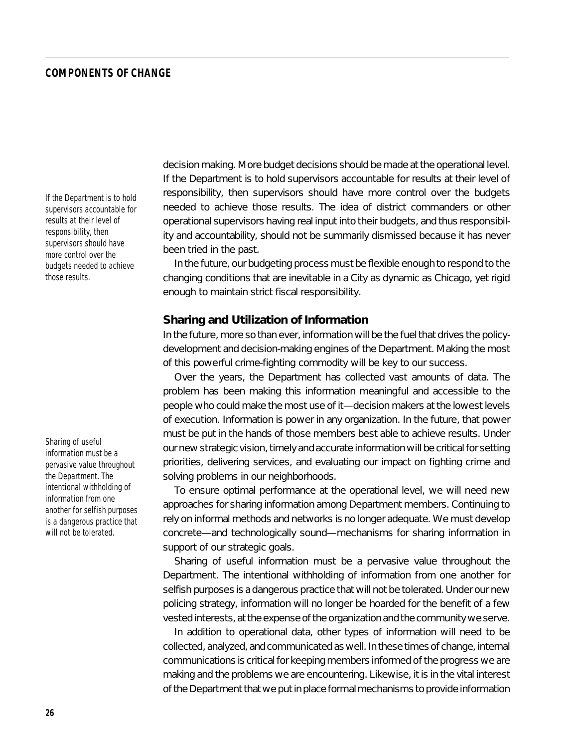decision making. More budget decisions should be made at the operational level. If the Department is to hold supervisors accountable for results at their level of responsibility, then supervisors should have more control over the budgets needed to achieve those results. The idea of district commanders or other operational supervisors having real input into their budgets, and thus responsibility and accountability, should not be summarily dismissed because it has never been tried in the past.

*If the Department is to hold supervisors accountable for results at their level of responsibility, then supervisors should have more control over the budgets needed to achieve those results.*

In the future, our budgeting process must be flexible enough to respond to the changing conditions that are inevitable in a City as dynamic as Chicago, yet rigid enough to maintain strict fiscal responsibility.

### Sharing and Utilization of Information

In the future, more so than ever, information will be the fuel that drives the policy-development and decision-making engines of the Department. Making the most of this powerful crime-fighting commodity will be key to our success.

Over the years, the Department has collected vast amounts of data. The problem has been making this information meaningful and accessible to the people who could make the most use of it—decision makers at the lowest levels of execution. Information is power in any organization. In the future, that power must be put in the hands of those members best able to achieve results. Under our new strategic vision, timely and accurate information will be critical for setting priorities, delivering services, and evaluating our impact on fighting crime and solving problems in our neighborhoods.

*Sharing of useful information must be a pervasive value throughout the Department. The intentional withholding of information from one another for selfish purposes is a dangerous practice that will not be tolerated.*

To ensure optimal performance at the operational level, we will need new approaches for sharing information among Department members. Continuing to rely on informal methods and networks is no longer adequate. We must develop concrete—and technologically sound—mechanisms for sharing information in support of our strategic goals.

Sharing of useful information must be a pervasive value throughout the Department. The intentional withholding of information from one another for selfish purposes is a dangerous practice that will not be tolerated. Under our new policing strategy, information will no longer be hoarded for the benefit of a few vested interests, at the expense of the organization and the community we serve.

In addition to operational data, other types of information will need to be collected, analyzed, and communicated as well. In these times of change, internal communications is critical for keeping members informed of the progress we are making and the problems we are encountering. Likewise, it is in the vital interest of the Department that we put in place formal mechanisms to provide information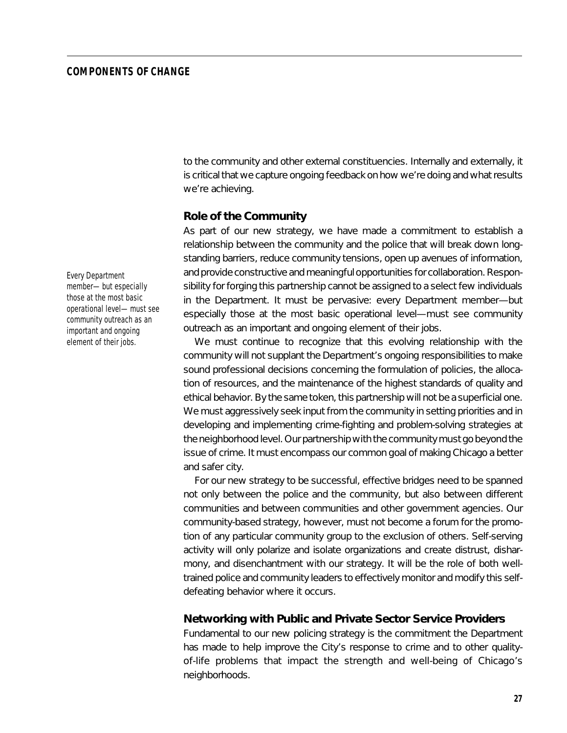to the community and other external constituencies. Internally and externally, it is critical that we capture ongoing feedback on how we're doing and what results we're achieving.

### Role of the Community

As part of our new strategy, we have made a commitment to establish a relationship between the community and the police that will break down long-standing barriers, reduce community tensions, open up avenues of information, and provide constructive and meaningful opportunities for collaboration. Responsibility for forging this partnership cannot be assigned to a select few individuals in the Department. It must be pervasive: every Department member—but especially those at the most basic operational level—must see community outreach as an important and ongoing element of their jobs.

*Every Department member— but especially those at the most basic operational level— must see community outreach as an important and ongoing element of their jobs.*

We must continue to recognize that this evolving relationship with the community will not supplant the Department's ongoing responsibilities to make sound professional decisions concerning the formulation of policies, the allocation of resources, and the maintenance of the highest standards of quality and ethical behavior. By the same token, this partnership will not be a superficial one. We must aggressively seek input from the community in setting priorities and in developing and implementing crime-fighting and problem-solving strategies at the neighborhood level. Our partnership with the community must go beyond the issue of crime. It must encompass our common goal of making Chicago a better and safer city.

For our new strategy to be successful, effective bridges need to be spanned not only between the police and the community, but also between different communities and between communities and other government agencies. Our community-based strategy, however, must not become a forum for the promotion of any particular community group to the exclusion of others. Self-serving activity will only polarize and isolate organizations and create distrust, disharmony, and disenchantment with our strategy. It will be the role of both well-trained police and community leaders to effectively monitor and modify this self-defeating behavior where it occurs.

### Networking with Public and Private Sector Service Providers

Fundamental to our new policing strategy is the commitment the Department has made to help improve the City's response to crime and to other quality-of-life problems that impact the strength and well-being of Chicago's neighborhoods.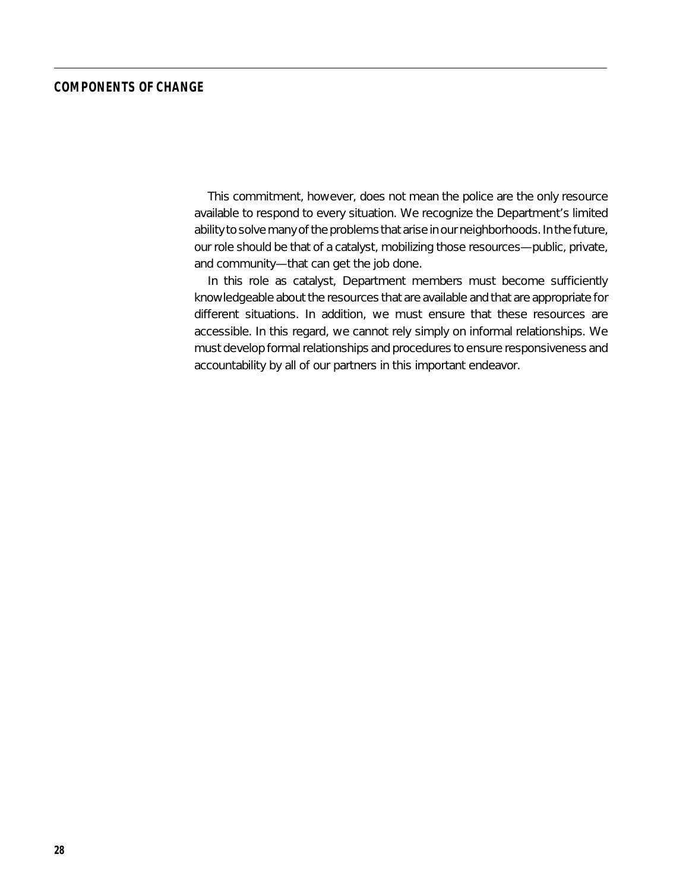This commitment, however, does not mean the police are the only resource available to respond to every situation. We recognize the Department's limited ability to solve many of the problems that arise in our neighborhoods. In the future, our role should be that of a catalyst, mobilizing those resources—public, private, and community—that can get the job done.

In this role as catalyst, Department members must become sufficiently knowledgeable about the resources that are available and that are appropriate for different situations. In addition, we must ensure that these resources are accessible. In this regard, we cannot rely simply on informal relationships. We must develop formal relationships and procedures to ensure responsiveness and accountability by all of our partners in this important endeavor.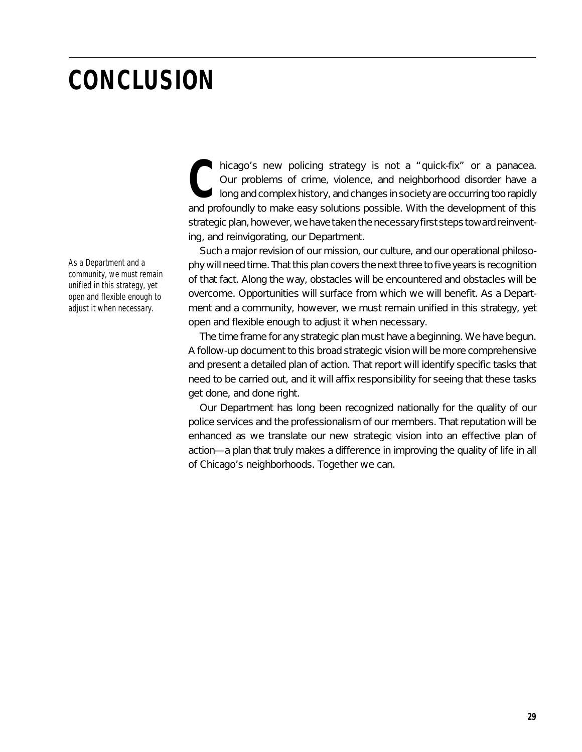# CONCLUSION

*As a Department and a community, we must remain unified in this strategy, yet open and flexible enough to adjust it when necessary.*

Chicago's new policing strategy is not a "quick-fix" or a panacea. Our problems of crime, violence, and neighborhood disorder have a long and complex history, and changes in society are occurring too rapidly and profoundly to make easy solutions possible. With the development of this strategic plan, however, we have taken the necessary first steps toward reinventing, and reinvigorating, our Department.

Such a major revision of our mission, our culture, and our operational philosophy will need time. That this plan covers the next three to five years is recognition of that fact. Along the way, obstacles will be encountered and obstacles will be overcome. Opportunities will surface from which we will benefit. As a Department and a community, however, we must remain unified in this strategy, yet open and flexible enough to adjust it when necessary.

The time frame for any strategic plan must have a beginning. We have begun. A follow-up document to this broad strategic vision will be more comprehensive and present a detailed plan of action. That report will identify specific tasks that need to be carried out, and it will affix responsibility for seeing that these tasks get done, and done right.

Our Department has long been recognized nationally for the quality of our police services and the professionalism of our members. That reputation will be enhanced as we translate our new strategic vision into an effective plan of action—a plan that truly makes a difference in improving the quality of life in all of Chicago's neighborhoods. Together we can.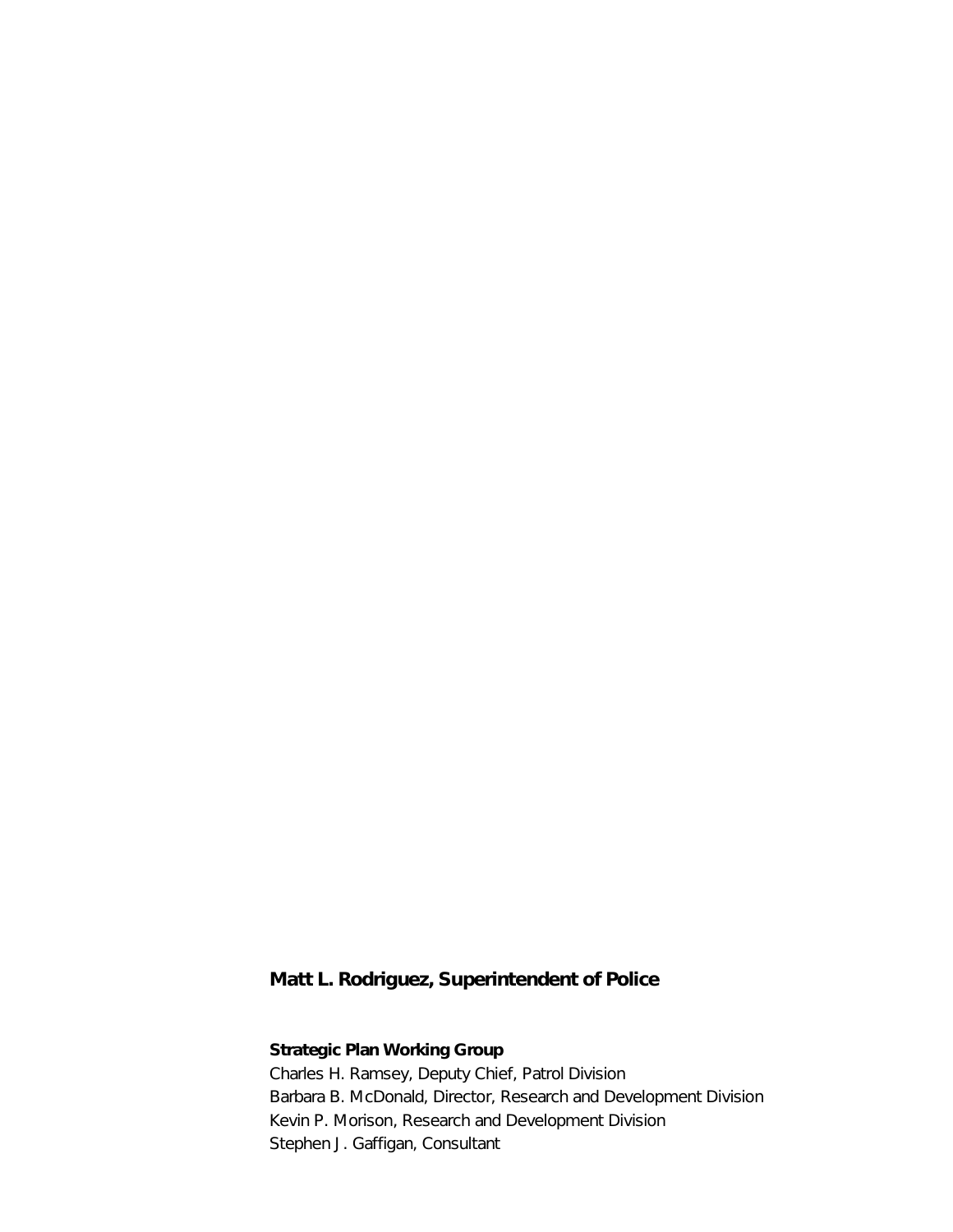**Matt L. Rodriguez, Superintendent of Police**

**Strategic Plan Working Group**

Charles H. Ramsey, Deputy Chief, Patrol Division
Barbara B. McDonald, Director, Research and Development Division
Kevin P. Morison, Research and Development Division
Stephen J. Gaffigan, Consultant